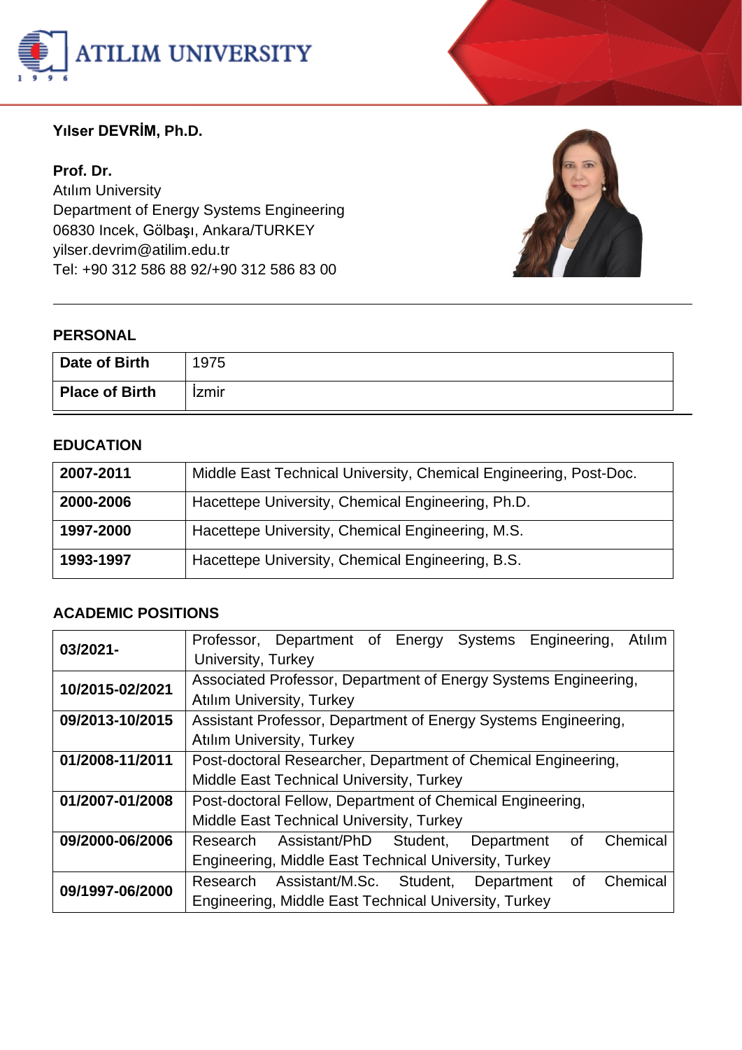**Yılser DEVRİM, Ph.D.**

**Prof. Dr.**
Atılım University
Department of Energy Systems Engineering
06830 Incek, Gölbaşı, Ankara/TURKEY
yilser.devrim@atilim.edu.tr
Tel: +90 312 586 88 92/+90 312 586 83 00

---

## PERSONAL

| | |
|---|---|
| **Date of Birth** | 1975 |
| **Place of Birth** | İzmir |

## EDUCATION

| | |
|---|---|
| **2007-2011** | Middle East Technical University, Chemical Engineering, Post-Doc. |
| **2000-2006** | Hacettepe University, Chemical Engineering, Ph.D. |
| **1997-2000** | Hacettepe University, Chemical Engineering, M.S. |
| **1993-1997** | Hacettepe University, Chemical Engineering, B.S. |

## ACADEMIC POSITIONS

| | |
|---|---|
| **03/2021-** | Professor, Department of Energy Systems Engineering, Atılım University, Turkey |
| **10/2015-02/2021** | Associated Professor, Department of Energy Systems Engineering, Atılım University, Turkey |
| **09/2013-10/2015** | Assistant Professor, Department of Energy Systems Engineering, Atılım University, Turkey |
| **01/2008-11/2011** | Post-doctoral Researcher, Department of Chemical Engineering, Middle East Technical University, Turkey |
| **01/2007-01/2008** | Post-doctoral Fellow, Department of Chemical Engineering, Middle East Technical University, Turkey |
| **09/2000-06/2006** | Research Assistant/PhD Student, Department of Chemical Engineering, Middle East Technical University, Turkey |
| **09/1997-06/2000** | Research Assistant/M.Sc. Student, Department of Chemical Engineering, Middle East Technical University, Turkey |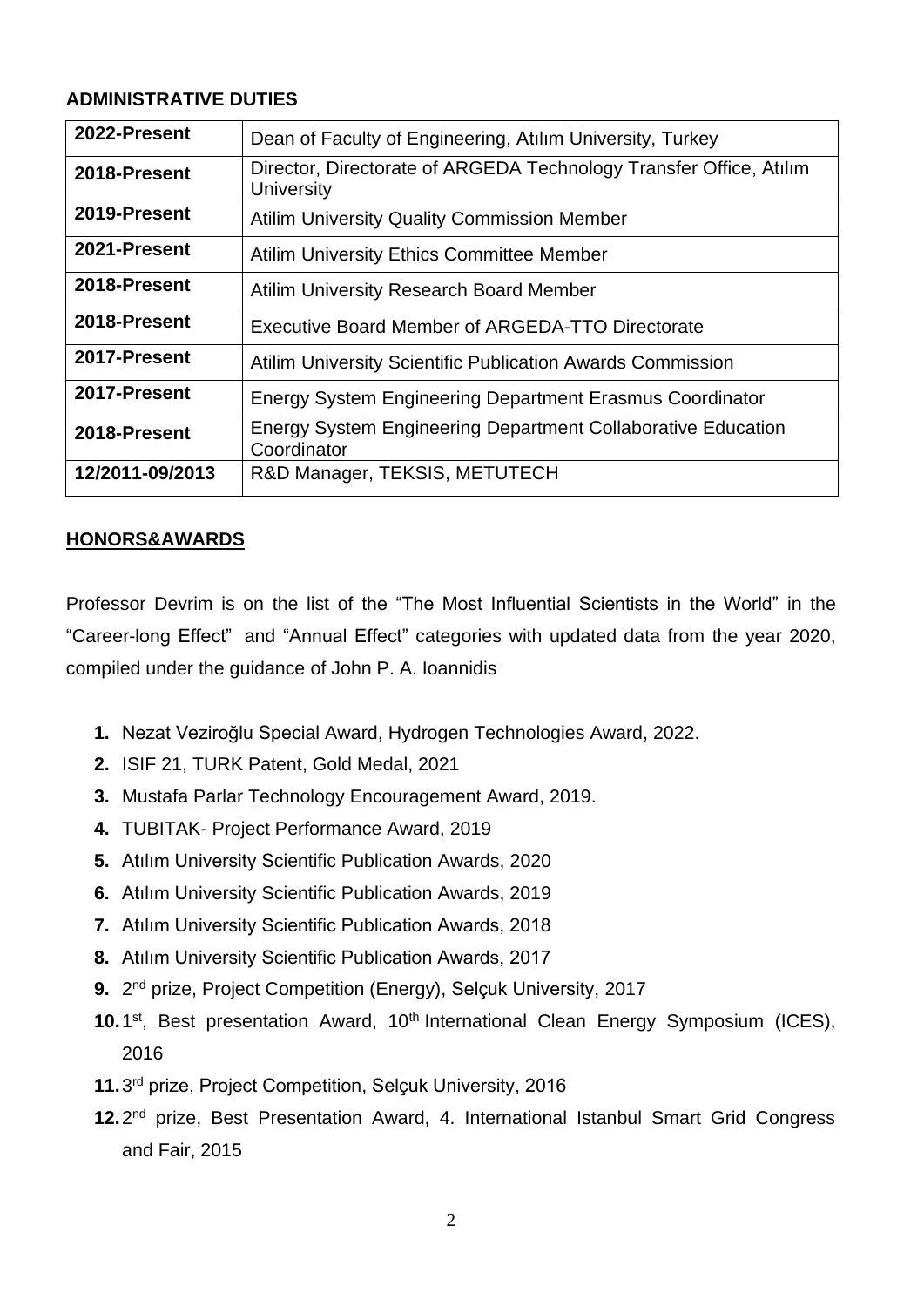**ADMINISTRATIVE DUTIES**

| **2022-Present** | Dean of Faculty of Engineering, Atılım University, Turkey |
|---|---|
| **2018-Present** | Director, Directorate of ARGEDA Technology Transfer Office, Atılım University |
| **2019-Present** | Atilim University Quality Commission Member |
| **2021-Present** | Atilim University Ethics Committee Member |
| **2018-Present** | Atilim University Research Board Member |
| **2018-Present** | Executive Board Member of ARGEDA-TTO Directorate |
| **2017-Present** | Atilim University Scientific Publication Awards Commission |
| **2017-Present** | Energy System Engineering Department Erasmus Coordinator |
| **2018-Present** | Energy System Engineering Department Collaborative Education Coordinator |
| **12/2011-09/2013** | R&D Manager, TEKSIS, METUTECH |

**HONORS&AWARDS**

Professor Devrim is on the list of the "The Most Influential Scientists in the World" in the "Career-long Effect" and "Annual Effect" categories with updated data from the year 2020, compiled under the guidance of John P. A. Ioannidis

1. Nezat Veziroğlu Special Award, Hydrogen Technologies Award, 2022.
2. ISIF 21, TURK Patent, Gold Medal, 2021
3. Mustafa Parlar Technology Encouragement Award, 2019.
4. TUBITAK- Project Performance Award, 2019
5. Atılım University Scientific Publication Awards, 2020
6. Atılım University Scientific Publication Awards, 2019
7. Atılım University Scientific Publication Awards, 2018
8. Atılım University Scientific Publication Awards, 2017
9. 2nd prize, Project Competition (Energy), Selçuk University, 2017
10. 1st, Best presentation Award, 10th International Clean Energy Symposium (ICES), 2016
11. 3rd prize, Project Competition, Selçuk University, 2016
12. 2nd prize, Best Presentation Award, 4. International Istanbul Smart Grid Congress and Fair, 2015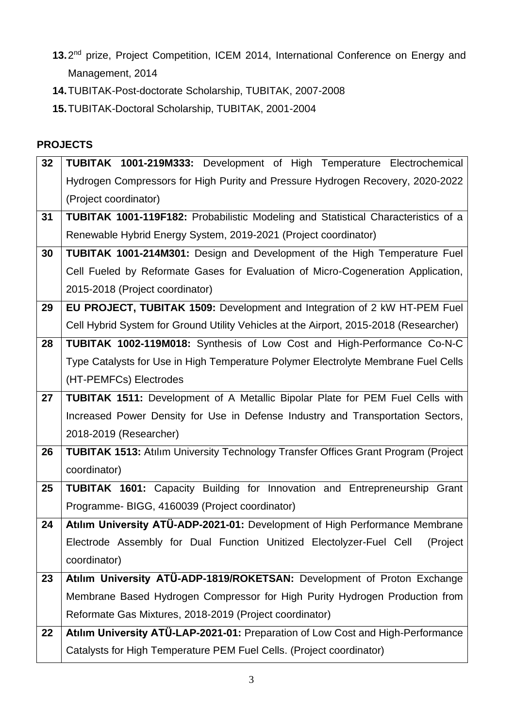13. 2nd prize, Project Competition, ICEM 2014, International Conference on Energy and Management, 2014
14. TUBITAK-Post-doctorate Scholarship, TUBITAK, 2007-2008
15. TUBITAK-Doctoral Scholarship, TUBITAK, 2001-2004

**PROJECTS**

| | |
|---|---|
| **32** | **TUBITAK 1001-219M333:** Development of High Temperature Electrochemical Hydrogen Compressors for High Purity and Pressure Hydrogen Recovery, 2020-2022 (Project coordinator) |
| **31** | **TUBITAK 1001-119F182:** Probabilistic Modeling and Statistical Characteristics of a Renewable Hybrid Energy System, 2019-2021 (Project coordinator) |
| **30** | **TUBITAK 1001-214M301:** Design and Development of the High Temperature Fuel Cell Fueled by Reformate Gases for Evaluation of Micro-Cogeneration Application, 2015-2018 (Project coordinator) |
| **29** | **EU PROJECT, TUBITAK 1509:** Development and Integration of 2 kW HT-PEM Fuel Cell Hybrid System for Ground Utility Vehicles at the Airport, 2015-2018 (Researcher) |
| **28** | **TUBITAK 1002-119M018:** Synthesis of Low Cost and High-Performance Co-N-C Type Catalysts for Use in High Temperature Polymer Electrolyte Membrane Fuel Cells (HT-PEMFCs) Electrodes |
| **27** | **TUBITAK 1511:** Development of A Metallic Bipolar Plate for PEM Fuel Cells with Increased Power Density for Use in Defense Industry and Transportation Sectors, 2018-2019 (Researcher) |
| **26** | **TUBITAK 1513:** Atılım University Technology Transfer Offices Grant Program (Project coordinator) |
| **25** | **TUBITAK 1601:** Capacity Building for Innovation and Entrepreneurship Grant Programme- BIGG, 4160039 (Project coordinator) |
| **24** | **Atılım University ATÜ-ADP-2021-01:** Development of High Performance Membrane Electrode Assembly for Dual Function Unitized Electolyzer-Fuel Cell (Project coordinator) |
| **23** | **Atılım University ATÜ-ADP-1819/ROKETSAN:** Development of Proton Exchange Membrane Based Hydrogen Compressor for High Purity Hydrogen Production from Reformate Gas Mixtures, 2018-2019 (Project coordinator) |
| **22** | **Atılım University ATÜ-LAP-2021-01:** Preparation of Low Cost and High-Performance Catalysts for High Temperature PEM Fuel Cells. (Project coordinator) |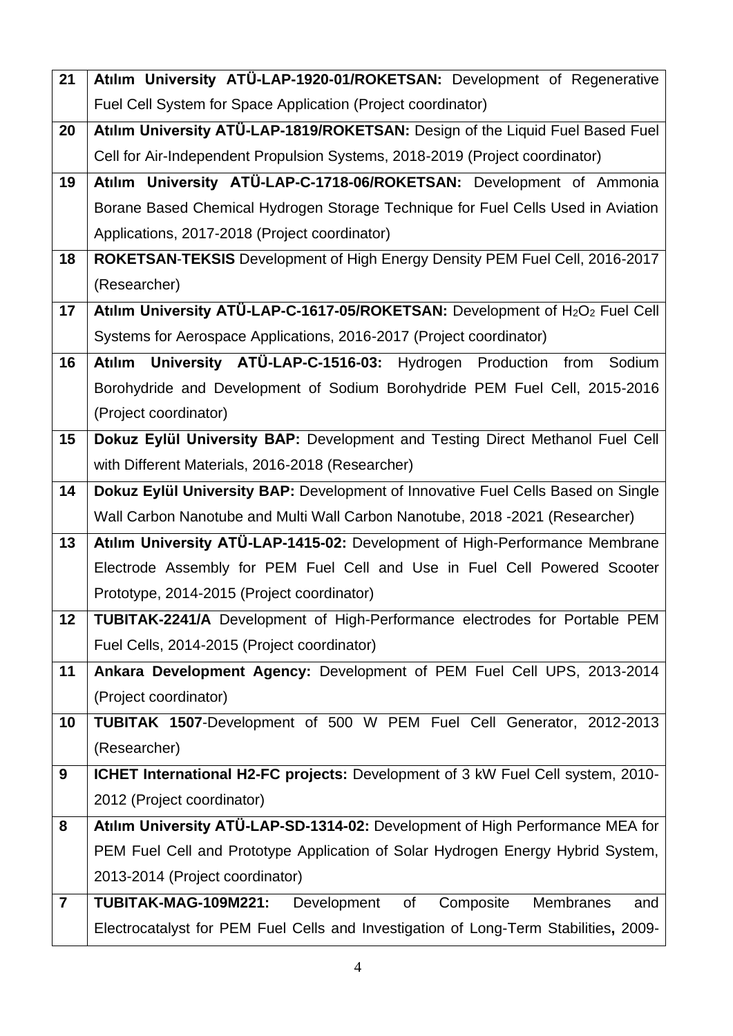| | |
|---|---|
| 21 | **Atılım University ATÜ-LAP-1920-01/ROKETSAN:** Development of Regenerative Fuel Cell System for Space Application (Project coordinator) |
| 20 | **Atılım University ATÜ-LAP-1819/ROKETSAN:** Design of the Liquid Fuel Based Fuel Cell for Air-Independent Propulsion Systems, 2018-2019 (Project coordinator) |
| 19 | **Atılım University ATÜ-LAP-C-1718-06/ROKETSAN:** Development of Ammonia Borane Based Chemical Hydrogen Storage Technique for Fuel Cells Used in Aviation Applications, 2017-2018 (Project coordinator) |
| 18 | **ROKETSAN-TEKSIS** Development of High Energy Density PEM Fuel Cell, 2016-2017 (Researcher) |
| 17 | **Atılım University ATÜ-LAP-C-1617-05/ROKETSAN:** Development of $H_2O_2$ Fuel Cell Systems for Aerospace Applications, 2016-2017 (Project coordinator) |
| 16 | **Atılım University ATÜ-LAP-C-1516-03:** Hydrogen Production from Sodium Borohydride and Development of Sodium Borohydride PEM Fuel Cell, 2015-2016 (Project coordinator) |
| 15 | **Dokuz Eylül University BAP:** Development and Testing Direct Methanol Fuel Cell with Different Materials, 2016-2018 (Researcher) |
| 14 | **Dokuz Eylül University BAP:** Development of Innovative Fuel Cells Based on Single Wall Carbon Nanotube and Multi Wall Carbon Nanotube, 2018 -2021 (Researcher) |
| 13 | **Atılım University ATÜ-LAP-1415-02:** Development of High-Performance Membrane Electrode Assembly for PEM Fuel Cell and Use in Fuel Cell Powered Scooter Prototype, 2014-2015 (Project coordinator) |
| 12 | **TUBITAK-2241/A** Development of High-Performance electrodes for Portable PEM Fuel Cells, 2014-2015 (Project coordinator) |
| 11 | **Ankara Development Agency:** Development of PEM Fuel Cell UPS, 2013-2014 (Project coordinator) |
| 10 | **TUBITAK 1507**-Development of 500 W PEM Fuel Cell Generator, 2012-2013 (Researcher) |
| 9 | **ICHET International H2-FC projects:** Development of 3 kW Fuel Cell system, 2010-2012 (Project coordinator) |
| 8 | **Atılım University ATÜ-LAP-SD-1314-02:** Development of High Performance MEA for PEM Fuel Cell and Prototype Application of Solar Hydrogen Energy Hybrid System, 2013-2014 (Project coordinator) |
| 7 | **TUBITAK-MAG-109M221:** Development of Composite Membranes and Electrocatalyst for PEM Fuel Cells and Investigation of Long-Term Stabilities**,** 2009- |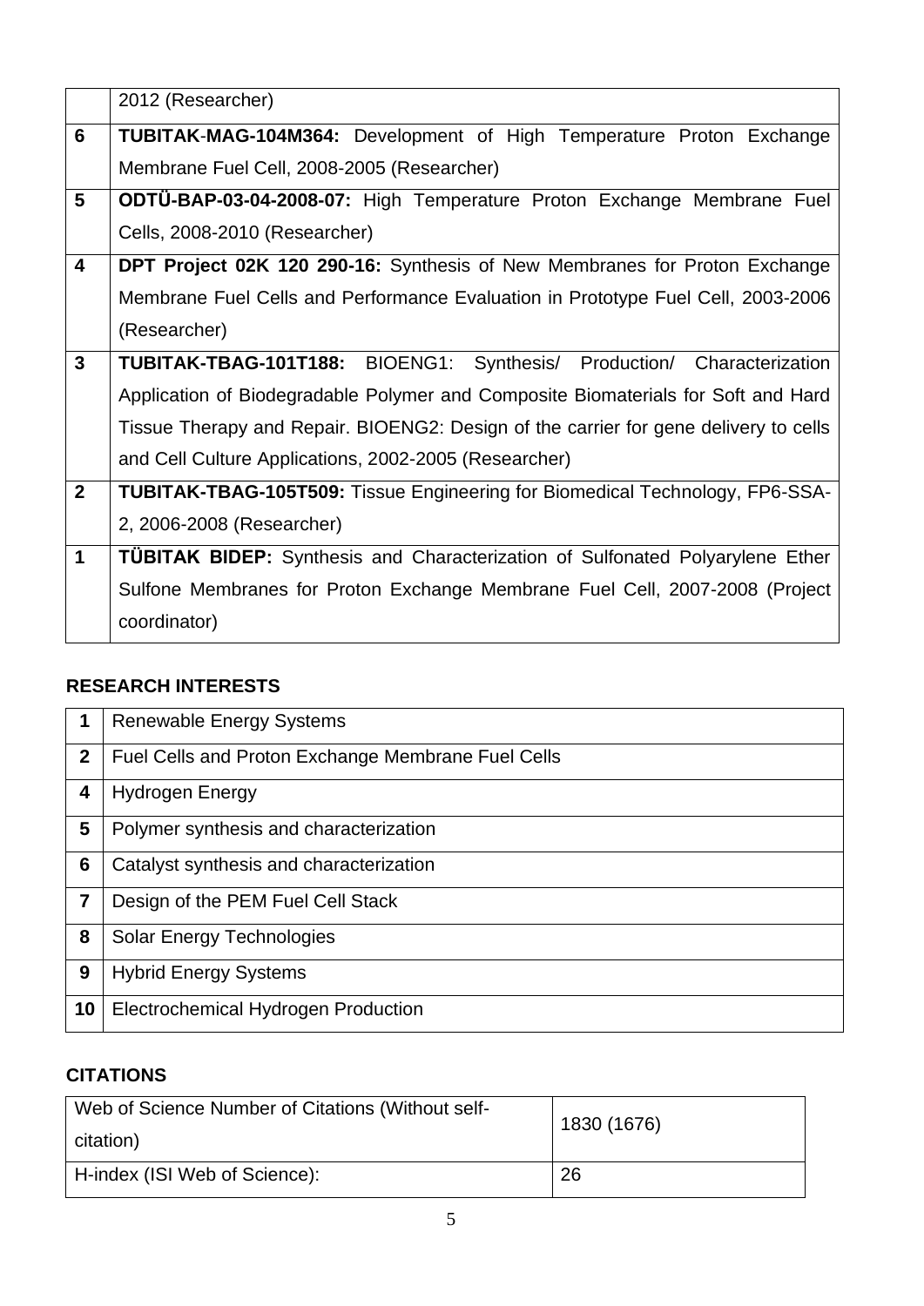|   |   |
|---|---|
|   | 2012 (Researcher) |
| **6** | **TUBITAK-MAG-104M364:** Development of High Temperature Proton Exchange Membrane Fuel Cell, 2008-2005 (Researcher) |
| **5** | **ODTÜ-BAP-03-04-2008-07:** High Temperature Proton Exchange Membrane Fuel Cells, 2008-2010 (Researcher) |
| **4** | **DPT Project 02K 120 290-16:** Synthesis of New Membranes for Proton Exchange Membrane Fuel Cells and Performance Evaluation in Prototype Fuel Cell, 2003-2006 (Researcher) |
| **3** | **TUBITAK-TBAG-101T188:** BIOENG1: Synthesis/ Production/ Characterization Application of Biodegradable Polymer and Composite Biomaterials for Soft and Hard Tissue Therapy and Repair. BIOENG2: Design of the carrier for gene delivery to cells and Cell Culture Applications, 2002-2005 (Researcher) |
| **2** | **TUBITAK-TBAG-105T509:** Tissue Engineering for Biomedical Technology, FP6-SSA-2, 2006-2008 (Researcher) |
| **1** | **TÜBITAK BIDEP:** Synthesis and Characterization of Sulfonated Polyarylene Ether Sulfone Membranes for Proton Exchange Membrane Fuel Cell, 2007-2008 (Project coordinator) |

## RESEARCH INTERESTS

|   |   |
|---|---|
| **1** | Renewable Energy Systems |
| **2** | Fuel Cells and Proton Exchange Membrane Fuel Cells |
| **4** | Hydrogen Energy |
| **5** | Polymer synthesis and characterization |
| **6** | Catalyst synthesis and characterization |
| **7** | Design of the PEM Fuel Cell Stack |
| **8** | Solar Energy Technologies |
| **9** | Hybrid Energy Systems |
| **10** | Electrochemical Hydrogen Production |

## CITATIONS

|   |   |
|---|---|
| Web of Science Number of Citations (Without self-citation) | 1830 (1676) |
| H-index (ISI Web of Science): | 26 |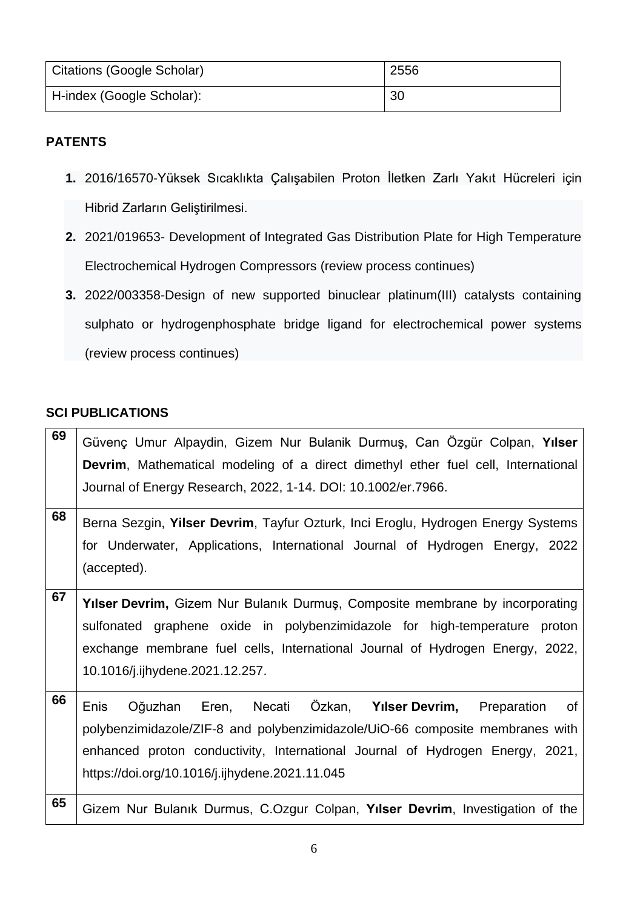| Citations (Google Scholar) | 2556 |
|---|---|
| H-index (Google Scholar): | 30 |

**PATENTS**

1. 2016/16570-Yüksek Sıcaklıkta Çalışabilen Proton İletken Zarlı Yakıt Hücreleri için Hibrid Zarların Geliştirilmesi.
2. 2021/019653- Development of Integrated Gas Distribution Plate for High Temperature Electrochemical Hydrogen Compressors (review process continues)
3. 2022/003358-Design of new supported binuclear platinum(III) catalysts containing sulphato or hydrogenphosphate bridge ligand for electrochemical power systems (review process continues)

**SCI PUBLICATIONS**

| | |
|---|---|
| 69 | Güvenç Umur Alpaydin, Gizem Nur Bulanik Durmuş, Can Özgür Colpan, **Yılser Devrim**, Mathematical modeling of a direct dimethyl ether fuel cell, International Journal of Energy Research, 2022, 1-14. DOI: 10.1002/er.7966. |
| 68 | Berna Sezgin, **Yilser Devrim**, Tayfur Ozturk, Inci Eroglu, Hydrogen Energy Systems for Underwater, Applications, International Journal of Hydrogen Energy, 2022 (accepted). |
| 67 | **Yılser Devrim,** Gizem Nur Bulanık Durmuş, Composite membrane by incorporating sulfonated graphene oxide in polybenzimidazole for high-temperature proton exchange membrane fuel cells, International Journal of Hydrogen Energy, 2022, 10.1016/j.ijhydene.2021.12.257. |
| 66 | Enis Oğuzhan Eren, Necati Özkan, **Yılser Devrim,** Preparation of polybenzimidazole/ZIF-8 and polybenzimidazole/UiO-66 composite membranes with enhanced proton conductivity, International Journal of Hydrogen Energy, 2021, https://doi.org/10.1016/j.ijhydene.2021.11.045 |
| 65 | Gizem Nur Bulanık Durmus, C.Ozgur Colpan, **Yılser Devrim**, Investigation of the |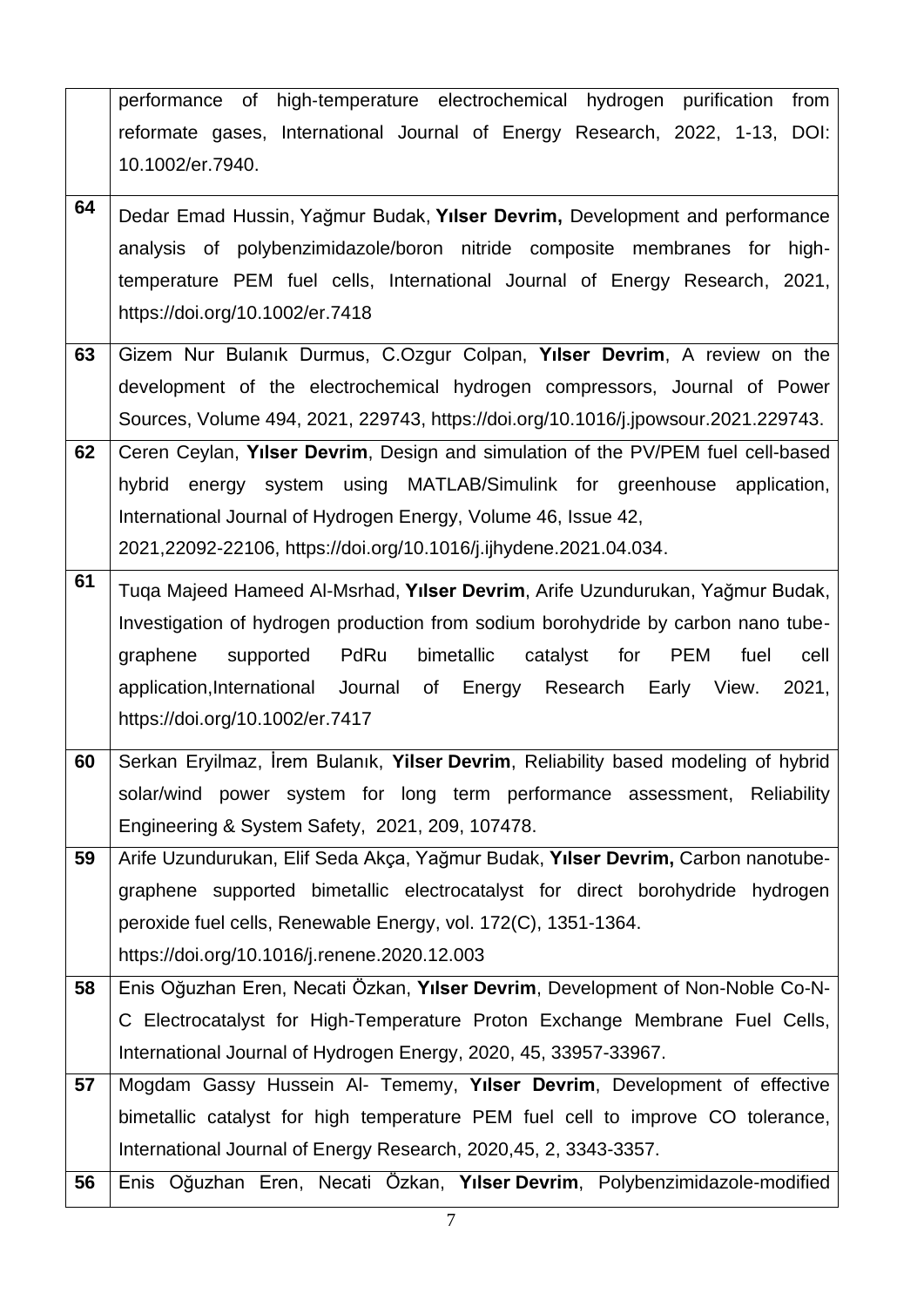| | |
|---|---|
| | performance of high-temperature electrochemical hydrogen purification from reformate gases, International Journal of Energy Research, 2022, 1-13, DOI: 10.1002/er.7940. |
| 64 | Dedar Emad Hussin, Yağmur Budak, **Yılser Devrim,** Development and performance analysis of polybenzimidazole/boron nitride composite membranes for high-temperature PEM fuel cells, International Journal of Energy Research, 2021, https://doi.org/10.1002/er.7418 |
| 63 | Gizem Nur Bulanık Durmus, C.Ozgur Colpan, **Yılser Devrim**, A review on the development of the electrochemical hydrogen compressors, Journal of Power Sources, Volume 494, 2021, 229743, https://doi.org/10.1016/j.jpowsour.2021.229743. |
| 62 | Ceren Ceylan, **Yılser Devrim**, Design and simulation of the PV/PEM fuel cell-based hybrid energy system using MATLAB/Simulink for greenhouse application, International Journal of Hydrogen Energy, Volume 46, Issue 42, 2021,22092-22106, https://doi.org/10.1016/j.ijhydene.2021.04.034. |
| 61 | Tuqa Majeed Hameed Al-Msrhad, **Yılser Devrim**, Arife Uzundurukan, Yağmur Budak, Investigation of hydrogen production from sodium borohydride by carbon nano tube-graphene supported PdRu bimetallic catalyst for PEM fuel cell application,International Journal of Energy Research Early View. 2021, https://doi.org/10.1002/er.7417 |
| 60 | Serkan Eryilmaz, İrem Bulanık, **Yilser Devrim**, Reliability based modeling of hybrid solar/wind power system for long term performance assessment, Reliability Engineering & System Safety, 2021, 209, 107478. |
| 59 | Arife Uzundurukan, Elif Seda Akça, Yağmur Budak, **Yılser Devrim,** Carbon nanotube-graphene supported bimetallic electrocatalyst for direct borohydride hydrogen peroxide fuel cells, Renewable Energy, vol. 172(C), 1351-1364. https://doi.org/10.1016/j.renene.2020.12.003 |
| 58 | Enis Oğuzhan Eren, Necati Özkan, **Yılser Devrim**, Development of Non-Noble Co-N-C Electrocatalyst for High-Temperature Proton Exchange Membrane Fuel Cells, International Journal of Hydrogen Energy, 2020, 45, 33957-33967. |
| 57 | Mogdam Gassy Hussein Al- Tememy, **Yılser Devrim**, Development of effective bimetallic catalyst for high temperature PEM fuel cell to improve CO tolerance, International Journal of Energy Research, 2020,45, 2, 3343-3357. |
| 56 | Enis Oğuzhan Eren, Necati Özkan, **Yılser Devrim**, Polybenzimidazole-modified |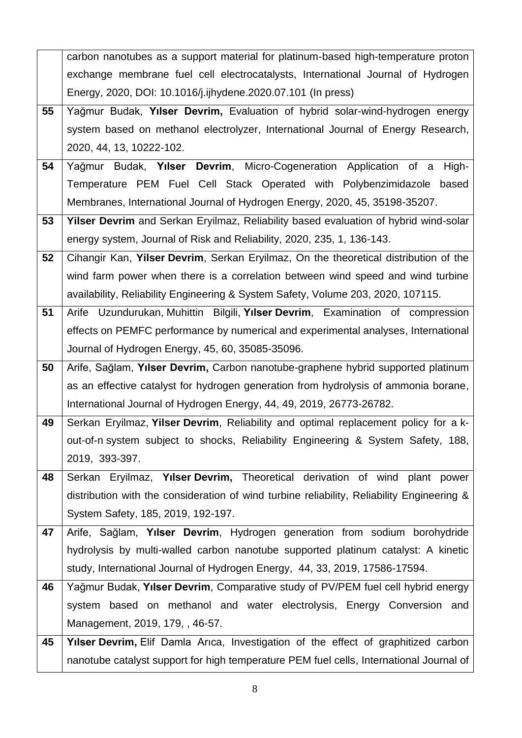| | |
|---|---|
| | carbon nanotubes as a support material for platinum-based high-temperature proton exchange membrane fuel cell electrocatalysts, International Journal of Hydrogen Energy, 2020, DOI: 10.1016/j.ijhydene.2020.07.101 (In press) |
| **55** | Yağmur Budak, **Yılser Devrim,** Evaluation of hybrid solar-wind-hydrogen energy system based on methanol electrolyzer, International Journal of Energy Research, 2020, 44, 13, 10222-102. |
| **54** | Yağmur Budak, **Yılser Devrim**, Micro-Cogeneration Application of a High-Temperature PEM Fuel Cell Stack Operated with Polybenzimidazole based Membranes, International Journal of Hydrogen Energy, 2020, 45, 35198-35207. |
| **53** | **Yilser Devrim** and Serkan Eryilmaz, Reliability based evaluation of hybrid wind-solar energy system, Journal of Risk and Reliability, 2020, 235, 1, 136-143. |
| **52** | Cihangir Kan, **Yilser Devrim**, Serkan Eryilmaz, On the theoretical distribution of the wind farm power when there is a correlation between wind speed and wind turbine availability, Reliability Engineering & System Safety, Volume 203, 2020, 107115. |
| **51** | Arife Uzundurukan, Muhittin Bilgili, **Yılser Devrim**, Examination of compression effects on PEMFC performance by numerical and experimental analyses, International Journal of Hydrogen Energy, 45, 60, 35085-35096. |
| **50** | Arife, Sağlam, **Yılser Devrim,** Carbon nanotube-graphene hybrid supported platinum as an effective catalyst for hydrogen generation from hydrolysis of ammonia borane, International Journal of Hydrogen Energy, 44, 49, 2019, 26773-26782. |
| **49** | Serkan Eryilmaz, **Yilser Devrim**, Reliability and optimal replacement policy for a k-out-of-n system subject to shocks, Reliability Engineering & System Safety, 188, 2019, 393-397. |
| **48** | Serkan Eryilmaz, **Yılser Devrim,** Theoretical derivation of wind plant power distribution with the consideration of wind turbine reliability, Reliability Engineering & System Safety, 185, 2019, 192-197. |
| **47** | Arife, Sağlam, **Yılser Devrim**, Hydrogen generation from sodium borohydride hydrolysis by multi-walled carbon nanotube supported platinum catalyst: A kinetic study, International Journal of Hydrogen Energy, 44, 33, 2019, 17586-17594. |
| **46** | Yağmur Budak, **Yılser Devrim**, Comparative study of PV/PEM fuel cell hybrid energy system based on methanol and water electrolysis, Energy Conversion and Management, 2019, 179, , 46-57. |
| **45** | **Yılser Devrim,** Elif Damla Arıca, Investigation of the effect of graphitized carbon nanotube catalyst support for high temperature PEM fuel cells, International Journal of |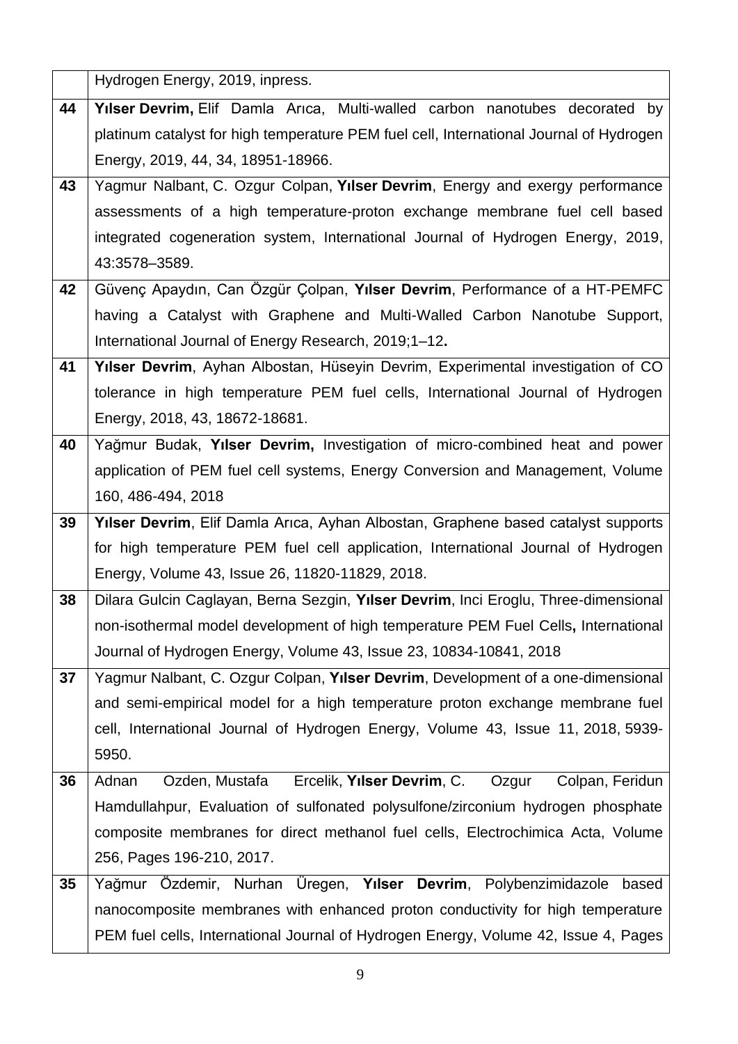| | |
|---|---|
| | Hydrogen Energy, 2019, inpress. |
| **44** | **Yılser Devrim,** Elif Damla Arıca, Multi-walled carbon nanotubes decorated by platinum catalyst for high temperature PEM fuel cell, International Journal of Hydrogen Energy, 2019, 44, 34, 18951-18966. |
| **43** | Yagmur Nalbant, C. Ozgur Colpan, **Yılser Devrim**, Energy and exergy performance assessments of a high temperature-proton exchange membrane fuel cell based integrated cogeneration system, International Journal of Hydrogen Energy, 2019, 43:3578–3589. |
| **42** | Güvenç Apaydın, Can Özgür Çolpan, **Yılser Devrim**, Performance of a HT-PEMFC having a Catalyst with Graphene and Multi-Walled Carbon Nanotube Support, International Journal of Energy Research, 2019;1–12**.** |
| **41** | **Yılser Devrim**, Ayhan Albostan, Hüseyin Devrim, Experimental investigation of CO tolerance in high temperature PEM fuel cells, International Journal of Hydrogen Energy, 2018, 43, 18672-18681. |
| **40** | Yağmur Budak, **Yılser Devrim,** Investigation of micro-combined heat and power application of PEM fuel cell systems, Energy Conversion and Management, Volume 160, 486-494, 2018 |
| **39** | **Yılser Devrim**, Elif Damla Arıca, Ayhan Albostan, Graphene based catalyst supports for high temperature PEM fuel cell application, International Journal of Hydrogen Energy, Volume 43, Issue 26, 11820-11829, 2018. |
| **38** | Dilara Gulcin Caglayan, Berna Sezgin, **Yılser Devrim**, Inci Eroglu, Three-dimensional non-isothermal model development of high temperature PEM Fuel Cells**,** International Journal of Hydrogen Energy, Volume 43, Issue 23, 10834-10841, 2018 |
| **37** | Yagmur Nalbant, C. Ozgur Colpan, **Yılser Devrim**, Development of a one-dimensional and semi-empirical model for a high temperature proton exchange membrane fuel cell, International Journal of Hydrogen Energy, Volume 43, Issue 11, 2018, 5939-5950. |
| **36** | Adnan Ozden, Mustafa Ercelik, **Yılser Devrim**, C. Ozgur Colpan, Feridun Hamdullahpur, Evaluation of sulfonated polysulfone/zirconium hydrogen phosphate composite membranes for direct methanol fuel cells, Electrochimica Acta, Volume 256, Pages 196-210, 2017. |
| **35** | Yağmur Özdemir, Nurhan Üregen, **Yılser Devrim**, Polybenzimidazole based nanocomposite membranes with enhanced proton conductivity for high temperature PEM fuel cells, International Journal of Hydrogen Energy, Volume 42, Issue 4, Pages |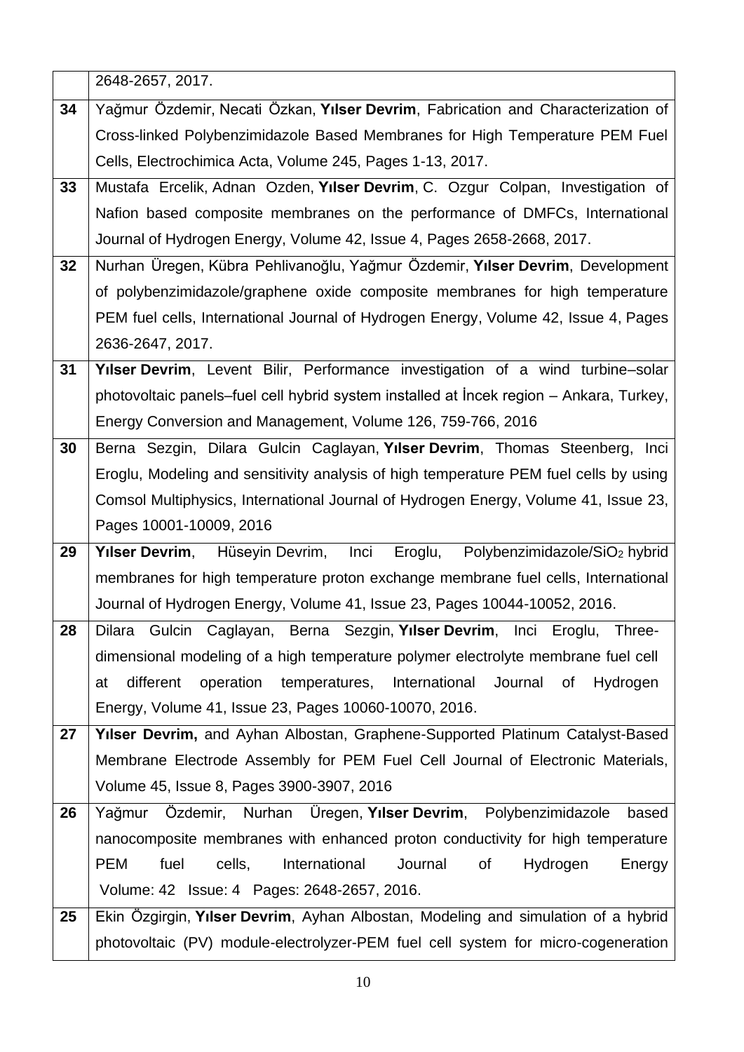|  |  |
|---|---|
|  | 2648-2657, 2017. |
| **34** | Yağmur Özdemir, Necati Özkan, **Yılser Devrim**, Fabrication and Characterization of Cross-linked Polybenzimidazole Based Membranes for High Temperature PEM Fuel Cells, Electrochimica Acta, Volume 245, Pages 1-13, 2017. |
| **33** | Mustafa Ercelik, Adnan Ozden, **Yılser Devrim**, C. Ozgur Colpan, Investigation of Nafion based composite membranes on the performance of DMFCs, International Journal of Hydrogen Energy, Volume 42, Issue 4, Pages 2658-2668, 2017. |
| **32** | Nurhan Üregen, Kübra Pehlivanoğlu, Yağmur Özdemir, **Yılser Devrim**, Development of polybenzimidazole/graphene oxide composite membranes for high temperature PEM fuel cells, International Journal of Hydrogen Energy, Volume 42, Issue 4, Pages 2636-2647, 2017. |
| **31** | **Yılser Devrim**, Levent Bilir, Performance investigation of a wind turbine–solar photovoltaic panels–fuel cell hybrid system installed at İncek region – Ankara, Turkey, Energy Conversion and Management, Volume 126, 759-766, 2016 |
| **30** | Berna Sezgin, Dilara Gulcin Caglayan, **Yılser Devrim**, Thomas Steenberg, Inci Eroglu, Modeling and sensitivity analysis of high temperature PEM fuel cells by using Comsol Multiphysics, International Journal of Hydrogen Energy, Volume 41, Issue 23, Pages 10001-10009, 2016 |
| **29** | **Yılser Devrim**, Hüseyin Devrim, Inci Eroglu, Polybenzimidazole/$SiO_2$ hybrid membranes for high temperature proton exchange membrane fuel cells, International Journal of Hydrogen Energy, Volume 41, Issue 23, Pages 10044-10052, 2016. |
| **28** | Dilara Gulcin Caglayan, Berna Sezgin, **Yılser Devrim**, Inci Eroglu, Three-dimensional modeling of a high temperature polymer electrolyte membrane fuel cell at different operation temperatures, International Journal of Hydrogen Energy, Volume 41, Issue 23, Pages 10060-10070, 2016. |
| **27** | **Yılser Devrim,** and Ayhan Albostan, Graphene-Supported Platinum Catalyst-Based Membrane Electrode Assembly for PEM Fuel Cell Journal of Electronic Materials, Volume 45, Issue 8, Pages 3900-3907, 2016 |
| **26** | Yağmur Özdemir, Nurhan Üregen, **Yılser Devrim**, Polybenzimidazole based nanocomposite membranes with enhanced proton conductivity for high temperature PEM fuel cells, International Journal of Hydrogen Energy Volume: 42 Issue: 4 Pages: 2648-2657, 2016. |
| **25** | Ekin Özgirgin, **Yılser Devrim**, Ayhan Albostan, Modeling and simulation of a hybrid photovoltaic (PV) module-electrolyzer-PEM fuel cell system for micro-cogeneration |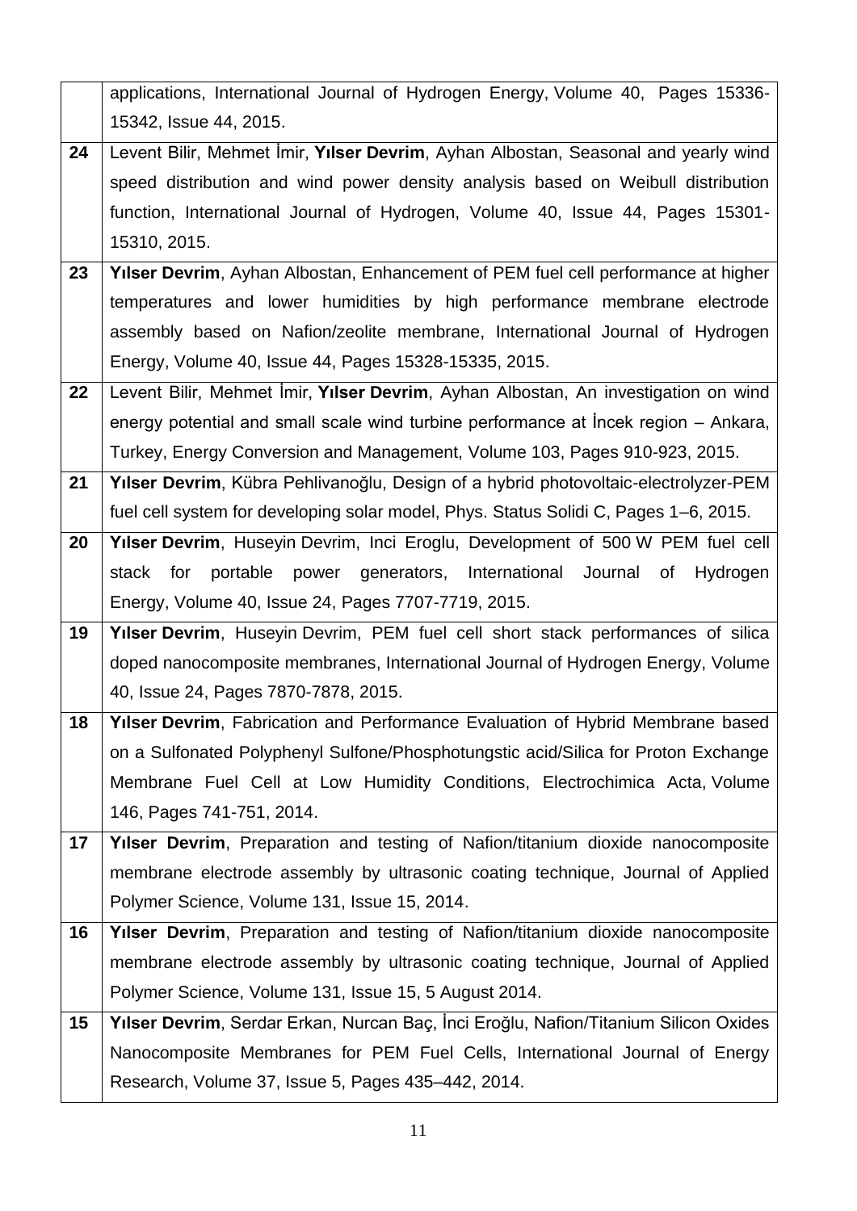| | |
|---|---|
| | applications, International Journal of Hydrogen Energy, Volume 40, Pages 15336-15342, Issue 44, 2015. |
| **24** | Levent Bilir, Mehmet İmir, **Yılser Devrim**, Ayhan Albostan, Seasonal and yearly wind speed distribution and wind power density analysis based on Weibull distribution function, International Journal of Hydrogen, Volume 40, Issue 44, Pages 15301-15310, 2015. |
| **23** | **Yılser Devrim**, Ayhan Albostan, Enhancement of PEM fuel cell performance at higher temperatures and lower humidities by high performance membrane electrode assembly based on Nafion/zeolite membrane, International Journal of Hydrogen Energy, Volume 40, Issue 44, Pages 15328-15335, 2015. |
| **22** | Levent Bilir, Mehmet İmir, **Yılser Devrim**, Ayhan Albostan, An investigation on wind energy potential and small scale wind turbine performance at İncek region – Ankara, Turkey, Energy Conversion and Management, Volume 103, Pages 910-923, 2015. |
| **21** | **Yılser Devrim**, Kübra Pehlivanoğlu, Design of a hybrid photovoltaic-electrolyzer-PEM fuel cell system for developing solar model, Phys. Status Solidi C, Pages 1–6, 2015. |
| **20** | **Yılser Devrim**, Huseyin Devrim, Inci Eroglu, Development of 500 W PEM fuel cell stack for portable power generators, International Journal of Hydrogen Energy, Volume 40, Issue 24, Pages 7707-7719, 2015. |
| **19** | **Yılser Devrim**, Huseyin Devrim, PEM fuel cell short stack performances of silica doped nanocomposite membranes, International Journal of Hydrogen Energy, Volume 40, Issue 24, Pages 7870-7878, 2015. |
| **18** | **Yılser Devrim**, Fabrication and Performance Evaluation of Hybrid Membrane based on a Sulfonated Polyphenyl Sulfone/Phosphotungstic acid/Silica for Proton Exchange Membrane Fuel Cell at Low Humidity Conditions, Electrochimica Acta, Volume 146, Pages 741-751, 2014. |
| **17** | **Yılser Devrim**, Preparation and testing of Nafion/titanium dioxide nanocomposite membrane electrode assembly by ultrasonic coating technique, Journal of Applied Polymer Science, Volume 131, Issue 15, 2014. |
| **16** | **Yılser Devrim**, Preparation and testing of Nafion/titanium dioxide nanocomposite membrane electrode assembly by ultrasonic coating technique, Journal of Applied Polymer Science, Volume 131, Issue 15, 5 August 2014. |
| **15** | **Yılser Devrim**, Serdar Erkan, Nurcan Baç, İnci Eroğlu, Nafion/Titanium Silicon Oxides Nanocomposite Membranes for PEM Fuel Cells, International Journal of Energy Research, Volume 37, Issue 5, Pages 435–442, 2014. |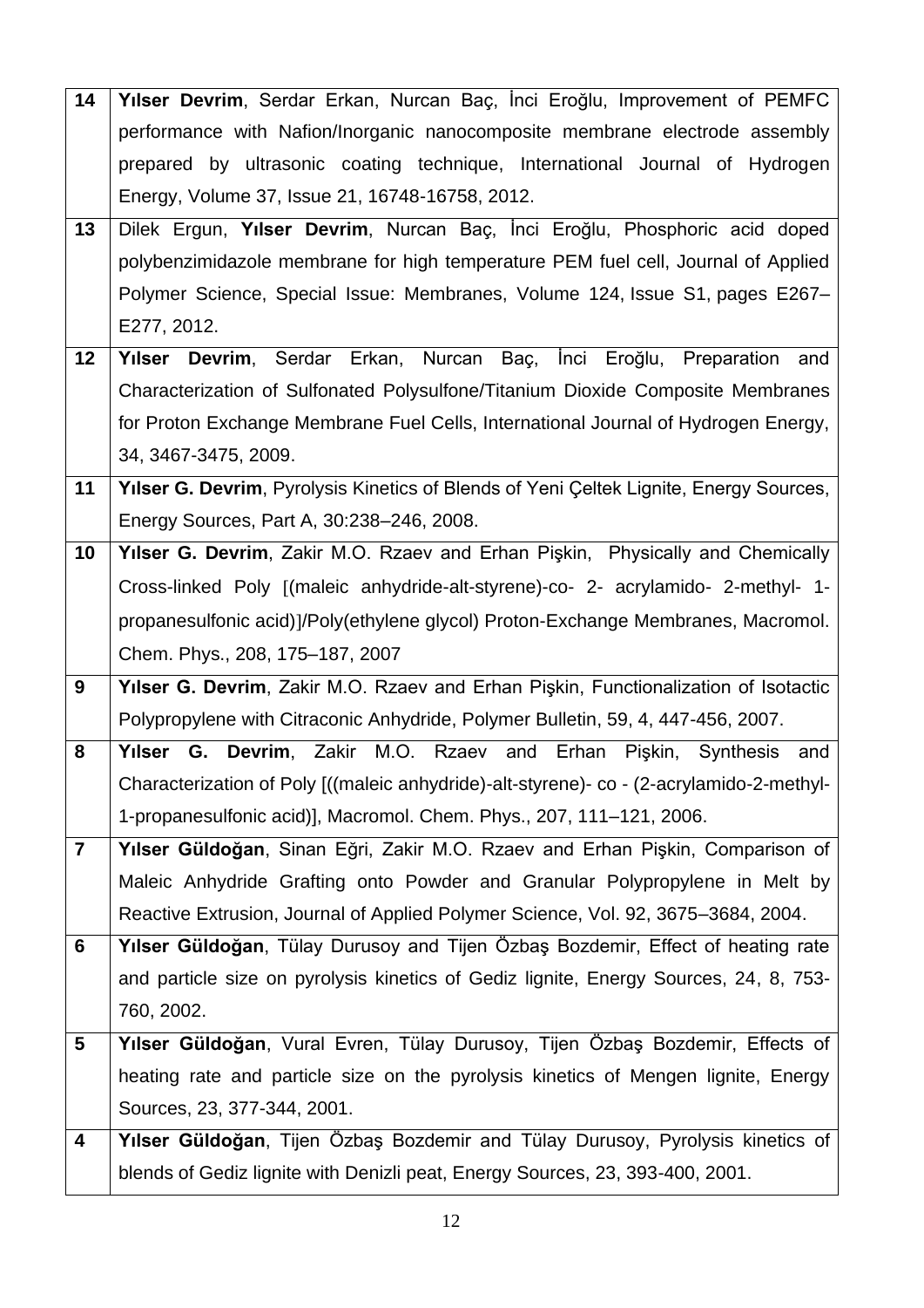| | |
|---|---|
| **14** | **Yılser Devrim**, Serdar Erkan, Nurcan Baç, İnci Eroğlu, Improvement of PEMFC performance with Nafion/Inorganic nanocomposite membrane electrode assembly prepared by ultrasonic coating technique, International Journal of Hydrogen Energy, Volume 37, Issue 21, 16748-16758, 2012. |
| **13** | Dilek Ergun, **Yılser Devrim**, Nurcan Baç, İnci Eroğlu, Phosphoric acid doped polybenzimidazole membrane for high temperature PEM fuel cell, Journal of Applied Polymer Science, Special Issue: Membranes, Volume 124, Issue S1, pages E267–E277, 2012. |
| **12** | **Yılser Devrim**, Serdar Erkan, Nurcan Baç, İnci Eroğlu, Preparation and Characterization of Sulfonated Polysulfone/Titanium Dioxide Composite Membranes for Proton Exchange Membrane Fuel Cells, International Journal of Hydrogen Energy, 34, 3467-3475, 2009. |
| **11** | **Yılser G. Devrim**, Pyrolysis Kinetics of Blends of Yeni Çeltek Lignite, Energy Sources, Energy Sources, Part A, 30:238–246, 2008. |
| **10** | **Yılser G. Devrim**, Zakir M.O. Rzaev and Erhan Pişkin, Physically and Chemically Cross-linked Poly [(maleic anhydride-alt-styrene)-co- 2- acrylamido- 2-methyl- 1-propanesulfonic acid)]/Poly(ethylene glycol) Proton-Exchange Membranes, Macromol. Chem. Phys., 208, 175–187, 2007 |
| **9** | **Yılser G. Devrim**, Zakir M.O. Rzaev and Erhan Pişkin, Functionalization of Isotactic Polypropylene with Citraconic Anhydride, Polymer Bulletin, 59, 4, 447-456, 2007. |
| **8** | **Yılser G. Devrim**, Zakir M.O. Rzaev and Erhan Pişkin, Synthesis and Characterization of Poly [((maleic anhydride)-alt-styrene)- co - (2-acrylamido-2-methyl-1-propanesulfonic acid)], Macromol. Chem. Phys., 207, 111–121, 2006. |
| **7** | **Yılser Güldoğan**, Sinan Eğri, Zakir M.O. Rzaev and Erhan Pişkin, Comparison of Maleic Anhydride Grafting onto Powder and Granular Polypropylene in Melt by Reactive Extrusion, Journal of Applied Polymer Science, Vol. 92, 3675–3684, 2004. |
| **6** | **Yılser Güldoğan**, Tülay Durusoy and Tijen Özbaş Bozdemir, Effect of heating rate and particle size on pyrolysis kinetics of Gediz lignite, Energy Sources, 24, 8, 753-760, 2002. |
| **5** | **Yılser Güldoğan**, Vural Evren, Tülay Durusoy, Tijen Özbaş Bozdemir, Effects of heating rate and particle size on the pyrolysis kinetics of Mengen lignite, Energy Sources, 23, 377-344, 2001. |
| **4** | **Yılser Güldoğan**, Tijen Özbaş Bozdemir and Tülay Durusoy, Pyrolysis kinetics of blends of Gediz lignite with Denizli peat, Energy Sources, 23, 393-400, 2001. |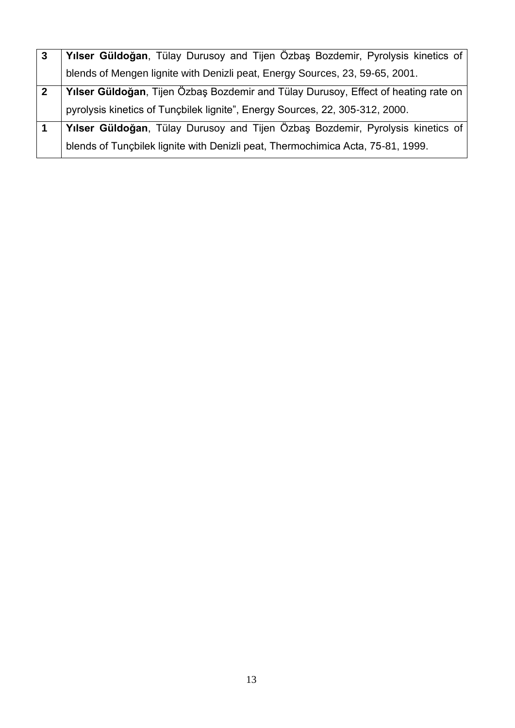| | |
|---|---|
| **3** | **Yılser Güldoğan**, Tülay Durusoy and Tijen Özbaş Bozdemir, Pyrolysis kinetics of blends of Mengen lignite with Denizli peat, Energy Sources, 23, 59-65, 2001. |
| **2** | **Yılser Güldoğan**, Tijen Özbaş Bozdemir and Tülay Durusoy, Effect of heating rate on pyrolysis kinetics of Tunçbilek lignite", Energy Sources, 22, 305-312, 2000. |
| **1** | **Yılser Güldoğan**, Tülay Durusoy and Tijen Özbaş Bozdemir, Pyrolysis kinetics of blends of Tunçbilek lignite with Denizli peat, Thermochimica Acta, 75-81, 1999. |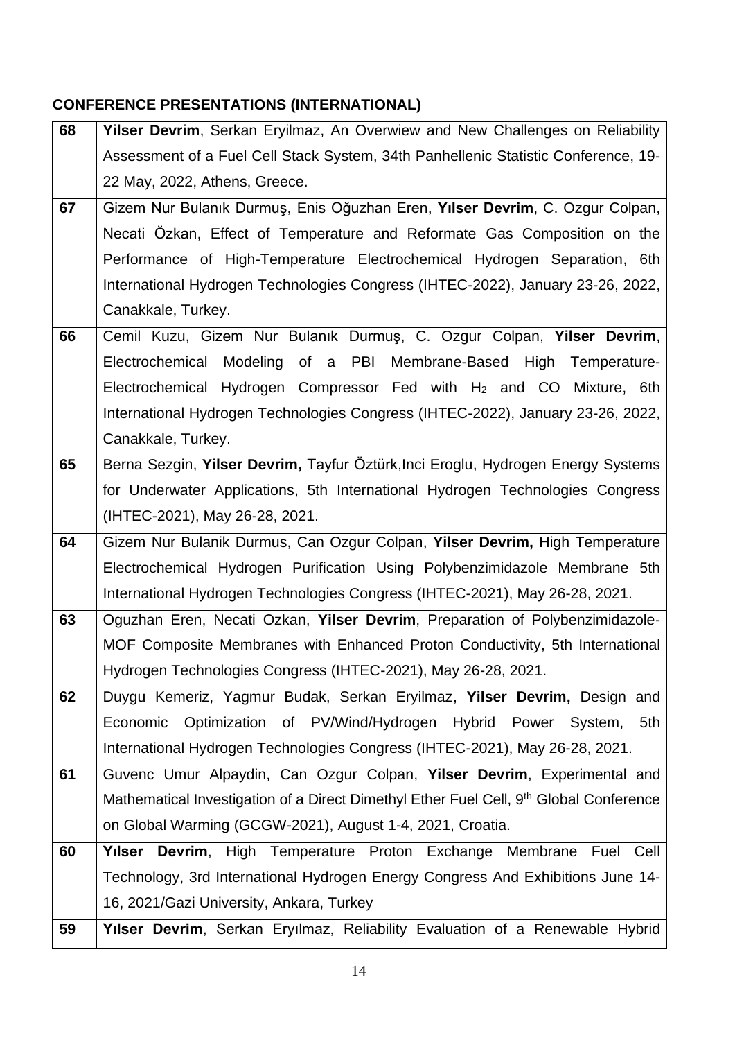**CONFERENCE PRESENTATIONS (INTERNATIONAL)**

| | |
|---|---|
| **68** | **Yilser Devrim**, Serkan Eryilmaz, An Overwiew and New Challenges on Reliability Assessment of a Fuel Cell Stack System, 34th Panhellenic Statistic Conference, 19-22 May, 2022, Athens, Greece. |
| **67** | Gizem Nur Bulanık Durmuş, Enis Oğuzhan Eren, **Yılser Devrim**, C. Ozgur Colpan, Necati Özkan, Effect of Temperature and Reformate Gas Composition on the Performance of High-Temperature Electrochemical Hydrogen Separation, 6th International Hydrogen Technologies Congress (IHTEC-2022), January 23-26, 2022, Canakkale, Turkey. |
| **66** | Cemil Kuzu, Gizem Nur Bulanık Durmuş, C. Ozgur Colpan, **Yilser Devrim**, Electrochemical Modeling of a PBI Membrane-Based High Temperature-Electrochemical Hydrogen Compressor Fed with $H_2$ and CO Mixture, 6th International Hydrogen Technologies Congress (IHTEC-2022), January 23-26, 2022, Canakkale, Turkey. |
| **65** | Berna Sezgin, **Yilser Devrim,** Tayfur Öztürk,Inci Eroglu, Hydrogen Energy Systems for Underwater Applications, 5th International Hydrogen Technologies Congress (IHTEC-2021), May 26-28, 2021. |
| **64** | Gizem Nur Bulanik Durmus, Can Ozgur Colpan, **Yilser Devrim,** High Temperature Electrochemical Hydrogen Purification Using Polybenzimidazole Membrane 5th International Hydrogen Technologies Congress (IHTEC-2021), May 26-28, 2021. |
| **63** | Oguzhan Eren, Necati Ozkan, **Yilser Devrim**, Preparation of Polybenzimidazole-MOF Composite Membranes with Enhanced Proton Conductivity, 5th International Hydrogen Technologies Congress (IHTEC-2021), May 26-28, 2021. |
| **62** | Duygu Kemeriz, Yagmur Budak, Serkan Eryilmaz, **Yilser Devrim,** Design and Economic Optimization of PV/Wind/Hydrogen Hybrid Power System, 5th International Hydrogen Technologies Congress (IHTEC-2021), May 26-28, 2021. |
| **61** | Guvenc Umur Alpaydin, Can Ozgur Colpan, **Yilser Devrim**, Experimental and Mathematical Investigation of a Direct Dimethyl Ether Fuel Cell, 9th Global Conference on Global Warming (GCGW-2021), August 1-4, 2021, Croatia. |
| **60** | **Yılser Devrim**, High Temperature Proton Exchange Membrane Fuel Cell Technology, 3rd International Hydrogen Energy Congress And Exhibitions June 14-16, 2021/Gazi University, Ankara, Turkey |
| **59** | **Yılser Devrim**, Serkan Eryılmaz, Reliability Evaluation of a Renewable Hybrid |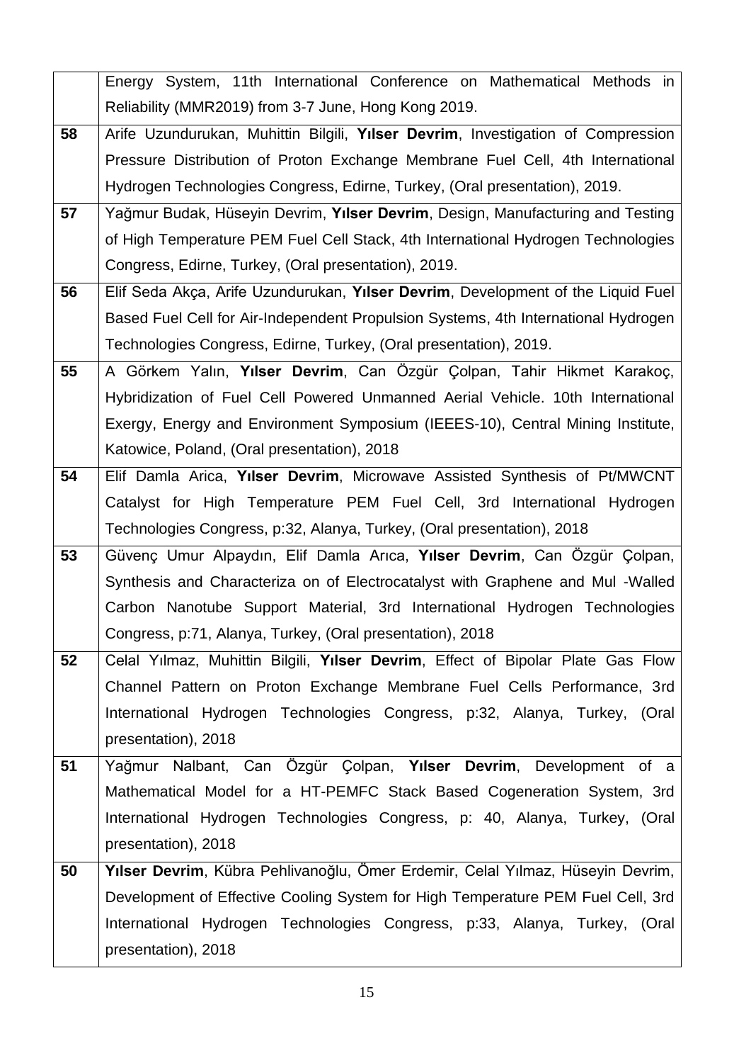| | |
|---|---|
| | Energy System, 11th International Conference on Mathematical Methods in Reliability (MMR2019) from 3-7 June, Hong Kong 2019. |
| **58** | Arife Uzundurukan, Muhittin Bilgili, **Yılser Devrim**, Investigation of Compression Pressure Distribution of Proton Exchange Membrane Fuel Cell, 4th International Hydrogen Technologies Congress, Edirne, Turkey, (Oral presentation), 2019. |
| **57** | Yağmur Budak, Hüseyin Devrim, **Yılser Devrim**, Design, Manufacturing and Testing of High Temperature PEM Fuel Cell Stack, 4th International Hydrogen Technologies Congress, Edirne, Turkey, (Oral presentation), 2019. |
| **56** | Elif Seda Akça, Arife Uzundurukan, **Yılser Devrim**, Development of the Liquid Fuel Based Fuel Cell for Air-Independent Propulsion Systems, 4th International Hydrogen Technologies Congress, Edirne, Turkey, (Oral presentation), 2019. |
| **55** | A Görkem Yalın, **Yılser Devrim**, Can Özgür Çolpan, Tahir Hikmet Karakoç, Hybridization of Fuel Cell Powered Unmanned Aerial Vehicle. 10th International Exergy, Energy and Environment Symposium (IEEES-10), Central Mining Institute, Katowice, Poland, (Oral presentation), 2018 |
| **54** | Elif Damla Arica, **Yılser Devrim**, Microwave Assisted Synthesis of Pt/MWCNT Catalyst for High Temperature PEM Fuel Cell, 3rd International Hydrogen Technologies Congress, p:32, Alanya, Turkey, (Oral presentation), 2018 |
| **53** | Güvenç Umur Alpaydın, Elif Damla Arıca, **Yılser Devrim**, Can Özgür Çolpan, Synthesis and Characteriza on of Electrocatalyst with Graphene and Mul -Walled Carbon Nanotube Support Material, 3rd International Hydrogen Technologies Congress, p:71, Alanya, Turkey, (Oral presentation), 2018 |
| **52** | Celal Yılmaz, Muhittin Bilgili, **Yılser Devrim**, Effect of Bipolar Plate Gas Flow Channel Pattern on Proton Exchange Membrane Fuel Cells Performance, 3rd International Hydrogen Technologies Congress, p:32, Alanya, Turkey, (Oral presentation), 2018 |
| **51** | Yağmur Nalbant, Can Özgür Çolpan, **Yılser Devrim**, Development of a Mathematical Model for a HT-PEMFC Stack Based Cogeneration System, 3rd International Hydrogen Technologies Congress, p: 40, Alanya, Turkey, (Oral presentation), 2018 |
| **50** | **Yılser Devrim**, Kübra Pehlivanoğlu, Ömer Erdemir, Celal Yılmaz, Hüseyin Devrim, Development of Effective Cooling System for High Temperature PEM Fuel Cell, 3rd International Hydrogen Technologies Congress, p:33, Alanya, Turkey, (Oral presentation), 2018 |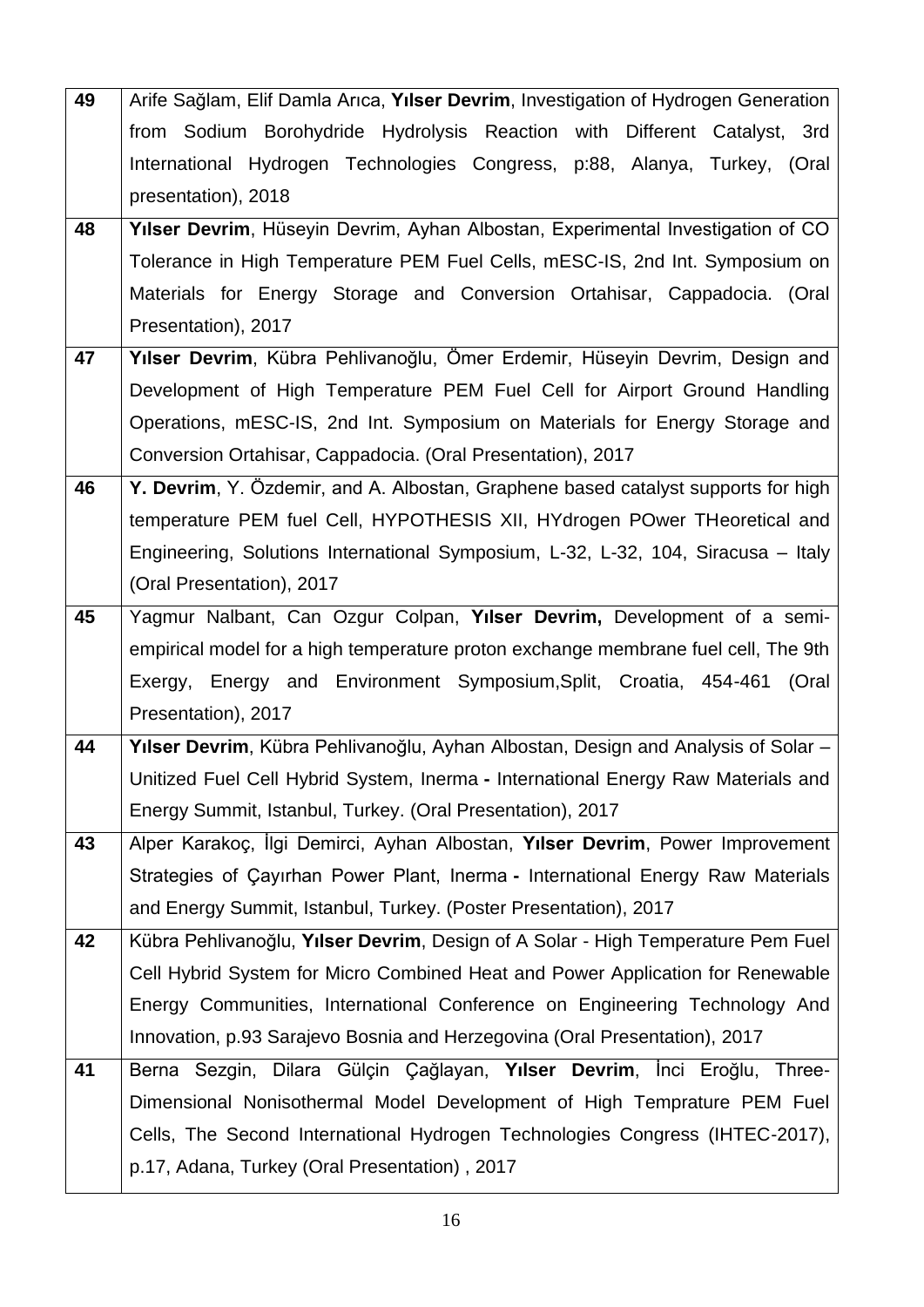| | |
|---|---|
| **49** | Arife Sağlam, Elif Damla Arıca, **Yılser Devrim**, Investigation of Hydrogen Generation from Sodium Borohydride Hydrolysis Reaction with Different Catalyst, 3rd International Hydrogen Technologies Congress, p:88, Alanya, Turkey, (Oral presentation), 2018 |
| **48** | **Yılser Devrim**, Hüseyin Devrim, Ayhan Albostan, Experimental Investigation of CO Tolerance in High Temperature PEM Fuel Cells, mESC-IS, 2nd Int. Symposium on Materials for Energy Storage and Conversion Ortahisar, Cappadocia. (Oral Presentation), 2017 |
| **47** | **Yılser Devrim**, Kübra Pehlivanoğlu, Ömer Erdemir, Hüseyin Devrim, Design and Development of High Temperature PEM Fuel Cell for Airport Ground Handling Operations, mESC-IS, 2nd Int. Symposium on Materials for Energy Storage and Conversion Ortahisar, Cappadocia. (Oral Presentation), 2017 |
| **46** | **Y. Devrim**, Y. Özdemir, and A. Albostan, Graphene based catalyst supports for high temperature PEM fuel Cell, HYPOTHESIS XII, HYdrogen POwer THeoretical and Engineering, Solutions International Symposium, L-32, L-32, 104, Siracusa – Italy (Oral Presentation), 2017 |
| **45** | Yagmur Nalbant, Can Ozgur Colpan, **Yılser Devrim,** Development of a semi-empirical model for a high temperature proton exchange membrane fuel cell, The 9th Exergy, Energy and Environment Symposium,Split, Croatia, 454-461 (Oral Presentation), 2017 |
| **44** | **Yılser Devrim**, Kübra Pehlivanoğlu, Ayhan Albostan, Design and Analysis of Solar – Unitized Fuel Cell Hybrid System, Inerma **-** International Energy Raw Materials and Energy Summit, Istanbul, Turkey. (Oral Presentation), 2017 |
| **43** | Alper Karakoç, İlgi Demirci, Ayhan Albostan, **Yılser Devrim**, Power Improvement Strategies of Çayırhan Power Plant, Inerma **-** International Energy Raw Materials and Energy Summit, Istanbul, Turkey. (Poster Presentation), 2017 |
| **42** | Kübra Pehlivanoğlu, **Yılser Devrim**, Design of A Solar - High Temperature Pem Fuel Cell Hybrid System for Micro Combined Heat and Power Application for Renewable Energy Communities, International Conference on Engineering Technology And Innovation, p.93 Sarajevo Bosnia and Herzegovina (Oral Presentation), 2017 |
| **41** | Berna Sezgin, Dilara Gülçin Çağlayan, **Yılser Devrim**, İnci Eroğlu, Three-Dimensional Nonisothermal Model Development of High Temprature PEM Fuel Cells, The Second International Hydrogen Technologies Congress (IHTEC-2017), p.17, Adana, Turkey (Oral Presentation) , 2017 |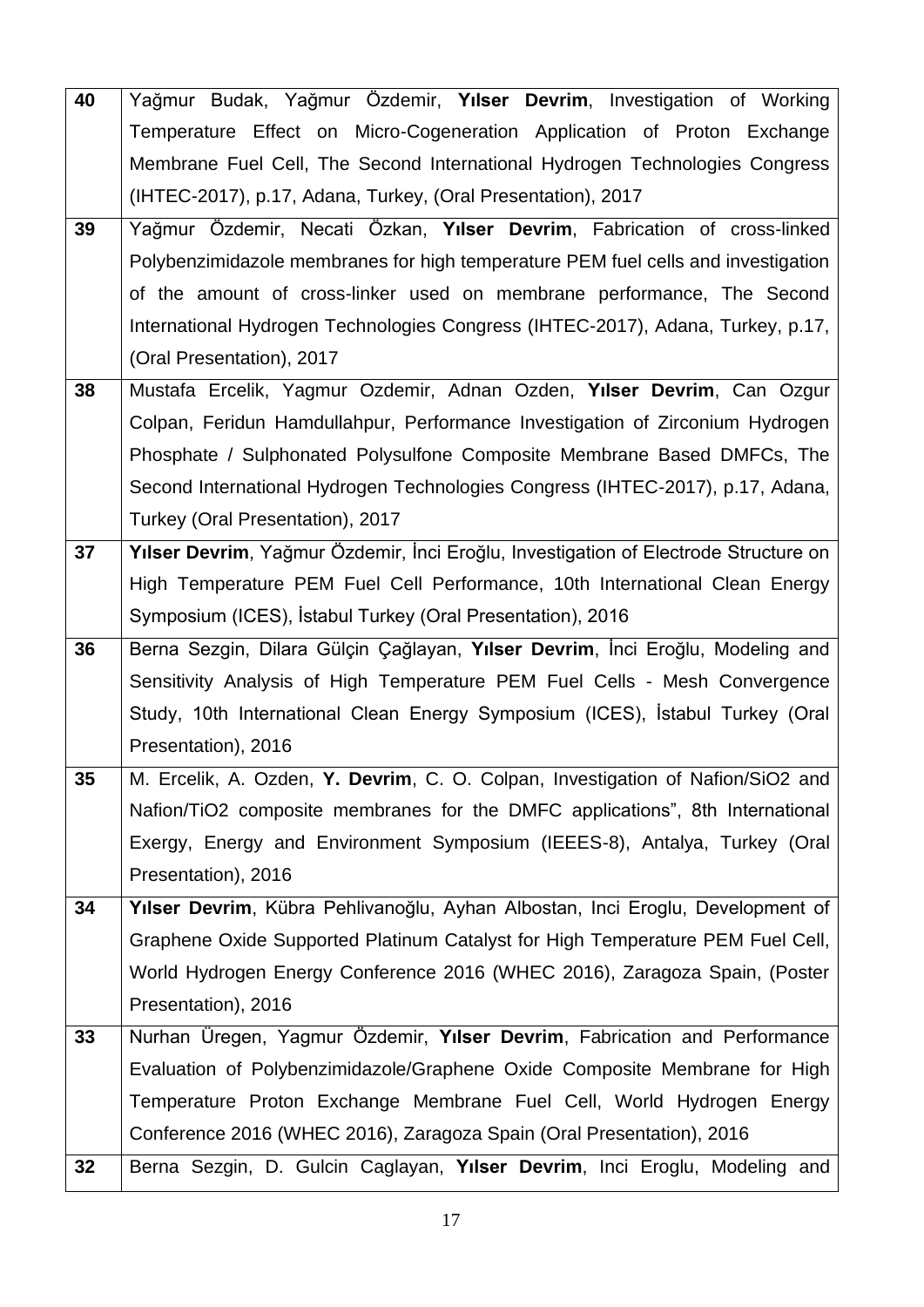| | |
|---|---|
| **40** | Yağmur Budak, Yağmur Özdemir, **Yılser Devrim**, Investigation of Working Temperature Effect on Micro-Cogeneration Application of Proton Exchange Membrane Fuel Cell, The Second International Hydrogen Technologies Congress (IHTEC-2017), p.17, Adana, Turkey, (Oral Presentation), 2017 |
| **39** | Yağmur Özdemir, Necati Özkan, **Yılser Devrim**, Fabrication of cross-linked Polybenzimidazole membranes for high temperature PEM fuel cells and investigation of the amount of cross-linker used on membrane performance, The Second International Hydrogen Technologies Congress (IHTEC-2017), Adana, Turkey, p.17, (Oral Presentation), 2017 |
| **38** | Mustafa Ercelik, Yagmur Ozdemir, Adnan Ozden, **Yılser Devrim**, Can Ozgur Colpan, Feridun Hamdullahpur, Performance Investigation of Zirconium Hydrogen Phosphate / Sulphonated Polysulfone Composite Membrane Based DMFCs, The Second International Hydrogen Technologies Congress (IHTEC-2017), p.17, Adana, Turkey (Oral Presentation), 2017 |
| **37** | **Yılser Devrim**, Yağmur Özdemir, İnci Eroğlu, Investigation of Electrode Structure on High Temperature PEM Fuel Cell Performance, 10th International Clean Energy Symposium (ICES), İstabul Turkey (Oral Presentation), 2016 |
| **36** | Berna Sezgin, Dilara Gülçin Çağlayan, **Yılser Devrim**, İnci Eroğlu, Modeling and Sensitivity Analysis of High Temperature PEM Fuel Cells - Mesh Convergence Study, 10th International Clean Energy Symposium (ICES), İstabul Turkey (Oral Presentation), 2016 |
| **35** | M. Ercelik, A. Ozden, **Y. Devrim**, C. O. Colpan, Investigation of Nafion/SiO2 and Nafion/TiO2 composite membranes for the DMFC applications", 8th International Exergy, Energy and Environment Symposium (IEEES-8), Antalya, Turkey (Oral Presentation), 2016 |
| **34** | **Yılser Devrim**, Kübra Pehlivanoğlu, Ayhan Albostan, Inci Eroglu, Development of Graphene Oxide Supported Platinum Catalyst for High Temperature PEM Fuel Cell, World Hydrogen Energy Conference 2016 (WHEC 2016), Zaragoza Spain, (Poster Presentation), 2016 |
| **33** | Nurhan Üregen, Yagmur Özdemir, **Yılser Devrim**, Fabrication and Performance Evaluation of Polybenzimidazole/Graphene Oxide Composite Membrane for High Temperature Proton Exchange Membrane Fuel Cell, World Hydrogen Energy Conference 2016 (WHEC 2016), Zaragoza Spain (Oral Presentation), 2016 |
| **32** | Berna Sezgin, D. Gulcin Caglayan, **Yılser Devrim**, Inci Eroglu, Modeling and |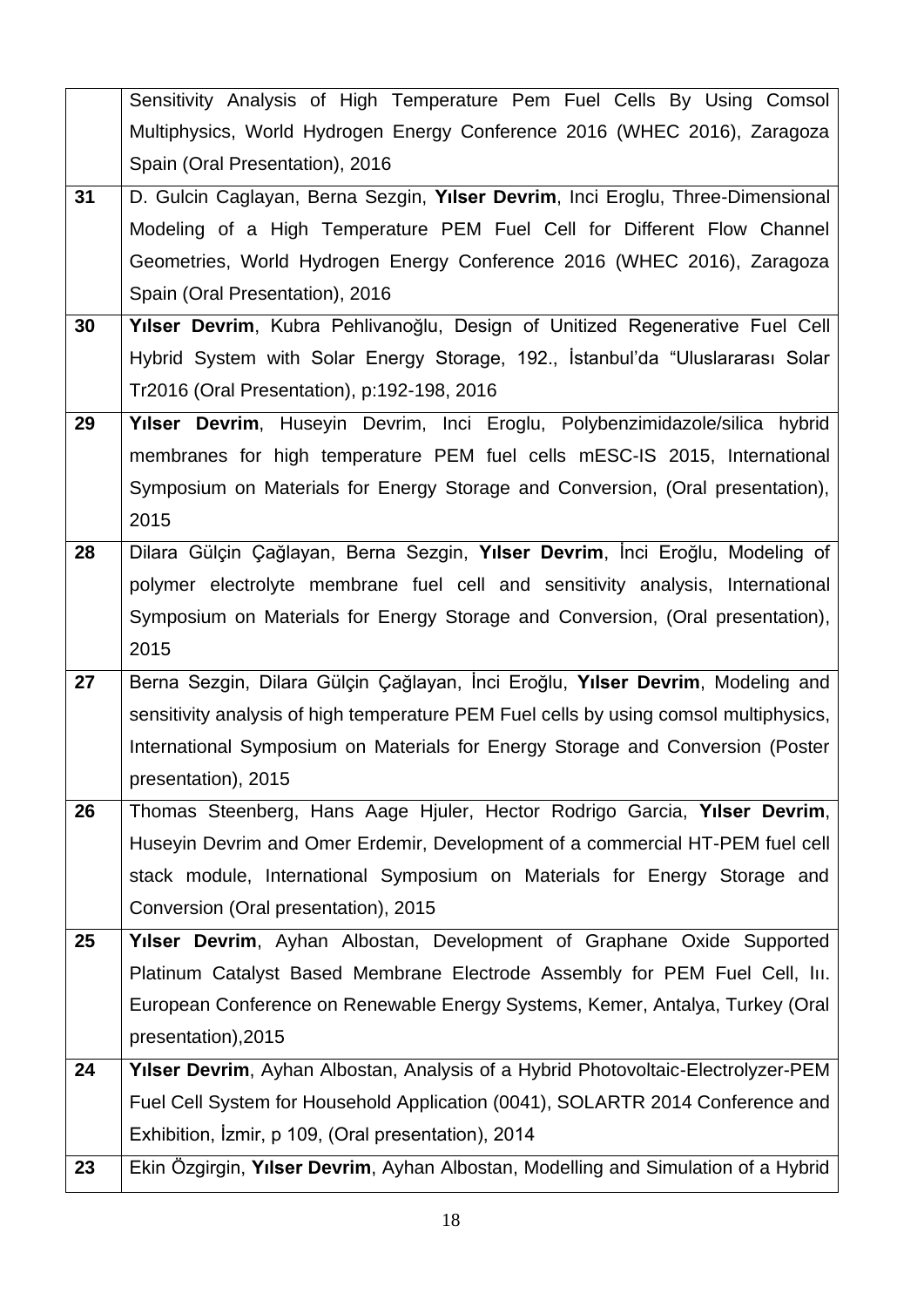| | |
|---|---|
| | Sensitivity Analysis of High Temperature Pem Fuel Cells By Using Comsol Multiphysics, World Hydrogen Energy Conference 2016 (WHEC 2016), Zaragoza Spain (Oral Presentation), 2016 |
| **31** | D. Gulcin Caglayan, Berna Sezgin, **Yılser Devrim**, Inci Eroglu, Three-Dimensional Modeling of a High Temperature PEM Fuel Cell for Different Flow Channel Geometries, World Hydrogen Energy Conference 2016 (WHEC 2016), Zaragoza Spain (Oral Presentation), 2016 |
| **30** | **Yılser Devrim**, Kubra Pehlivanoğlu, Design of Unitized Regenerative Fuel Cell Hybrid System with Solar Energy Storage, 192., İstanbul'da "Uluslararası Solar Tr2016 (Oral Presentation), p:192-198, 2016 |
| **29** | **Yılser Devrim**, Huseyin Devrim, Inci Eroglu, Polybenzimidazole/silica hybrid membranes for high temperature PEM fuel cells mESC-IS 2015, International Symposium on Materials for Energy Storage and Conversion, (Oral presentation), 2015 |
| **28** | Dilara Gülçin Çağlayan, Berna Sezgin, **Yılser Devrim**, İnci Eroğlu, Modeling of polymer electrolyte membrane fuel cell and sensitivity analysis, International Symposium on Materials for Energy Storage and Conversion, (Oral presentation), 2015 |
| **27** | Berna Sezgin, Dilara Gülçin Çağlayan, İnci Eroğlu, **Yılser Devrim**, Modeling and sensitivity analysis of high temperature PEM Fuel cells by using comsol multiphysics, International Symposium on Materials for Energy Storage and Conversion (Poster presentation), 2015 |
| **26** | Thomas Steenberg, Hans Aage Hjuler, Hector Rodrigo Garcia, **Yılser Devrim**, Huseyin Devrim and Omer Erdemir, Development of a commercial HT-PEM fuel cell stack module, International Symposium on Materials for Energy Storage and Conversion (Oral presentation), 2015 |
| **25** | **Yılser Devrim**, Ayhan Albostan, Development of Graphane Oxide Supported Platinum Catalyst Based Membrane Electrode Assembly for PEM Fuel Cell, Iıı. European Conference on Renewable Energy Systems, Kemer, Antalya, Turkey (Oral presentation),2015 |
| **24** | **Yılser Devrim**, Ayhan Albostan, Analysis of a Hybrid Photovoltaic-Electrolyzer-PEM Fuel Cell System for Household Application (0041), SOLARTR 2014 Conference and Exhibition, İzmir, p 109, (Oral presentation), 2014 |
| **23** | Ekin Özgirgin, **Yılser Devrim**, Ayhan Albostan, Modelling and Simulation of a Hybrid |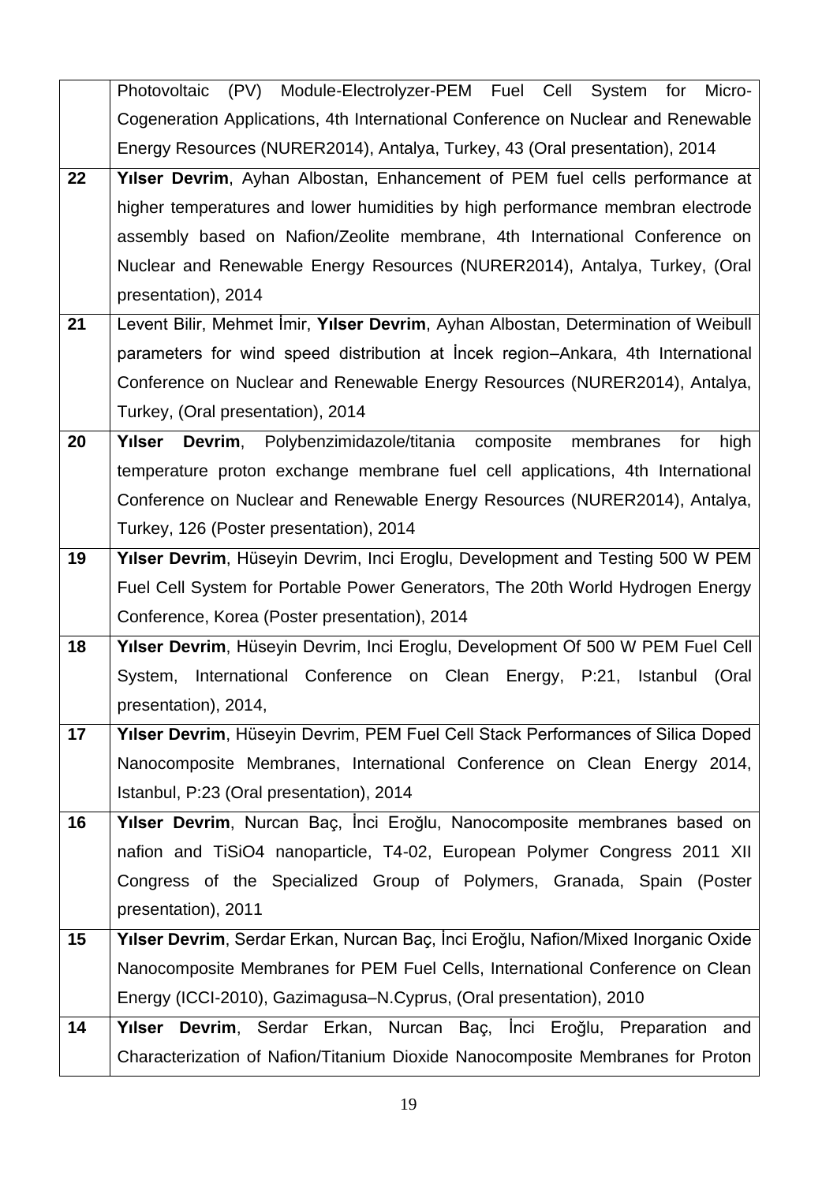| | |
|---|---|
| | Photovoltaic (PV) Module-Electrolyzer-PEM Fuel Cell System for Micro-Cogeneration Applications, 4th International Conference on Nuclear and Renewable Energy Resources (NURER2014), Antalya, Turkey, 43 (Oral presentation), 2014 |
| **22** | **Yılser Devrim**, Ayhan Albostan, Enhancement of PEM fuel cells performance at higher temperatures and lower humidities by high performance membran electrode assembly based on Nafion/Zeolite membrane, 4th International Conference on Nuclear and Renewable Energy Resources (NURER2014), Antalya, Turkey, (Oral presentation), 2014 |
| **21** | Levent Bilir, Mehmet İmir, **Yılser Devrim**, Ayhan Albostan, Determination of Weibull parameters for wind speed distribution at İncek region–Ankara, 4th International Conference on Nuclear and Renewable Energy Resources (NURER2014), Antalya, Turkey, (Oral presentation), 2014 |
| **20** | **Yılser Devrim**, Polybenzimidazole/titania composite membranes for high temperature proton exchange membrane fuel cell applications, 4th International Conference on Nuclear and Renewable Energy Resources (NURER2014), Antalya, Turkey, 126 (Poster presentation), 2014 |
| **19** | **Yılser Devrim**, Hüseyin Devrim, Inci Eroglu, Development and Testing 500 W PEM Fuel Cell System for Portable Power Generators, The 20th World Hydrogen Energy Conference, Korea (Poster presentation), 2014 |
| **18** | **Yılser Devrim**, Hüseyin Devrim, Inci Eroglu, Development Of 500 W PEM Fuel Cell System, International Conference on Clean Energy, P:21, Istanbul (Oral presentation), 2014, |
| **17** | **Yılser Devrim**, Hüseyin Devrim, PEM Fuel Cell Stack Performances of Silica Doped Nanocomposite Membranes, International Conference on Clean Energy 2014, Istanbul, P:23 (Oral presentation), 2014 |
| **16** | **Yılser Devrim**, Nurcan Baç, İnci Eroğlu, Nanocomposite membranes based on nafion and TiSiO4 nanoparticle, T4-02, European Polymer Congress 2011 XII Congress of the Specialized Group of Polymers, Granada, Spain (Poster presentation), 2011 |
| **15** | **Yılser Devrim**, Serdar Erkan, Nurcan Baç, İnci Eroğlu, Nafion/Mixed Inorganic Oxide Nanocomposite Membranes for PEM Fuel Cells, International Conference on Clean Energy (ICCI-2010), Gazimagusa–N.Cyprus, (Oral presentation), 2010 |
| **14** | **Yılser Devrim**, Serdar Erkan, Nurcan Baç, İnci Eroğlu, Preparation and Characterization of Nafion/Titanium Dioxide Nanocomposite Membranes for Proton |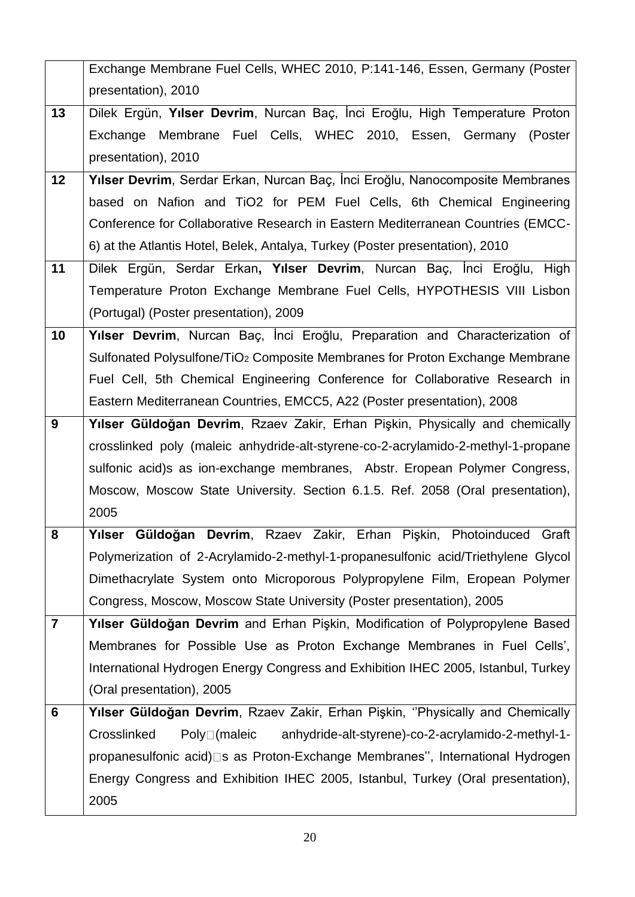| | |
|---|---|
| | Exchange Membrane Fuel Cells, WHEC 2010, P:141-146, Essen, Germany (Poster presentation), 2010 |
| **13** | Dilek Ergün, **Yılser Devrim**, Nurcan Baç, İnci Eroğlu, High Temperature Proton Exchange Membrane Fuel Cells, WHEC 2010, Essen, Germany (Poster presentation), 2010 |
| **12** | **Yılser Devrim**, Serdar Erkan, Nurcan Baç, İnci Eroğlu, Nanocomposite Membranes based on Nafion and TiO2 for PEM Fuel Cells, 6th Chemical Engineering Conference for Collaborative Research in Eastern Mediterranean Countries (EMCC-6) at the Atlantis Hotel, Belek, Antalya, Turkey (Poster presentation), 2010 |
| **11** | Dilek Ergün, Serdar Erkan**, Yılser Devrim**, Nurcan Baç, İnci Eroğlu, High Temperature Proton Exchange Membrane Fuel Cells, HYPOTHESIS VIII Lisbon (Portugal) (Poster presentation), 2009 |
| **10** | **Yılser Devrim**, Nurcan Baç, İnci Eroğlu, Preparation and Characterization of Sulfonated Polysulfone/$TiO_2$ Composite Membranes for Proton Exchange Membrane Fuel Cell, 5th Chemical Engineering Conference for Collaborative Research in Eastern Mediterranean Countries, EMCC5, A22 (Poster presentation), 2008 |
| **9** | **Yılser Güldoğan Devrim**, Rzaev Zakir, Erhan Pişkin, Physically and chemically crosslinked poly (maleic anhydride-alt-styrene-co-2-acrylamido-2-methyl-1-propane sulfonic acid)s as ion-exchange membranes, Abstr. Eropean Polymer Congress, Moscow, Moscow State University. Section 6.1.5. Ref. 2058 (Oral presentation), 2005 |
| **8** | **Yılser Güldoğan Devrim**, Rzaev Zakir, Erhan Pişkin, Photoinduced Graft Polymerization of 2-Acrylamido-2-methyl-1-propanesulfonic acid/Triethylene Glycol Dimethacrylate System onto Microporous Polypropylene Film, Eropean Polymer Congress, Moscow, Moscow State University (Poster presentation), 2005 |
| **7** | **Yılser Güldoğan Devrim** and Erhan Pişkin, Modification of Polypropylene Based Membranes for Possible Use as Proton Exchange Membranes in Fuel Cells', International Hydrogen Energy Congress and Exhibition IHEC 2005, Istanbul, Turkey (Oral presentation), 2005 |
| **6** | **Yılser Güldoğan Devrim**, Rzaev Zakir, Erhan Pişkin, ''Physically and Chemically Crosslinked Poly(maleic anhydride-alt-styrene)-co-2-acrylamido-2-methyl-1-propanesulfonic acid)s as Proton-Exchange Membranes'', International Hydrogen Energy Congress and Exhibition IHEC 2005, Istanbul, Turkey (Oral presentation), 2005 |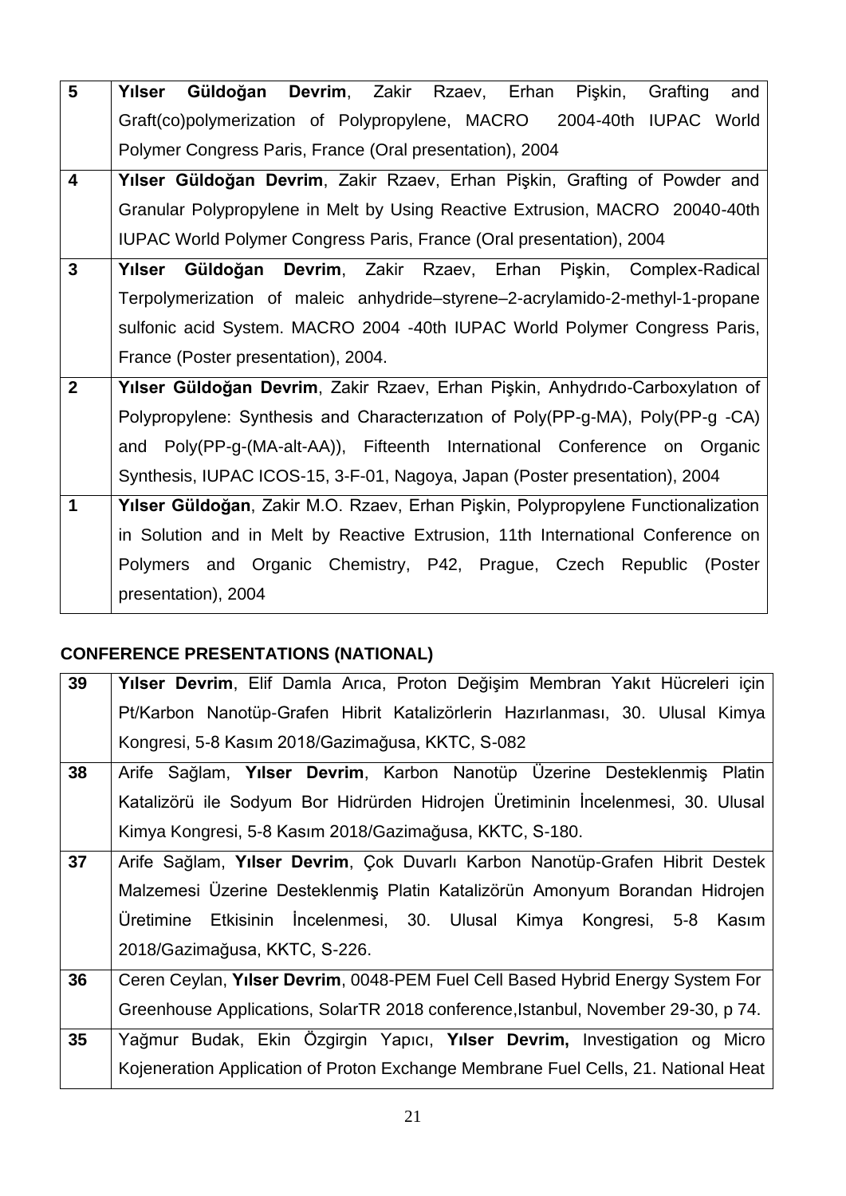| | |
|---|---|
| **5** | **Yılser Güldoğan Devrim**, Zakir Rzaev, Erhan Pişkin, Grafting and Graft(co)polymerization of Polypropylene, MACRO 2004-40th IUPAC World Polymer Congress Paris, France (Oral presentation), 2004 |
| **4** | **Yılser Güldoğan Devrim**, Zakir Rzaev, Erhan Pişkin, Grafting of Powder and Granular Polypropylene in Melt by Using Reactive Extrusion, MACRO 20040-40th IUPAC World Polymer Congress Paris, France (Oral presentation), 2004 |
| **3** | **Yılser Güldoğan Devrim**, Zakir Rzaev, Erhan Pişkin, Complex-Radical Terpolymerization of maleic anhydride–styrene–2-acrylamido-2-methyl-1-propane sulfonic acid System. MACRO 2004 -40th IUPAC World Polymer Congress Paris, France (Poster presentation), 2004. |
| **2** | **Yılser Güldoğan Devrim**, Zakir Rzaev, Erhan Pişkin, Anhydrıdo-Carboxylatıon of Polypropylene: Synthesis and Characterızatıon of Poly(PP-g-MA), Poly(PP-g -CA) and Poly(PP-g-(MA-alt-AA)), Fifteenth International Conference on Organic Synthesis, IUPAC ICOS-15, 3-F-01, Nagoya, Japan (Poster presentation), 2004 |
| **1** | **Yılser Güldoğan**, Zakir M.O. Rzaev, Erhan Pişkin, Polypropylene Functionalization in Solution and in Melt by Reactive Extrusion, 11th International Conference on Polymers and Organic Chemistry, P42, Prague, Czech Republic (Poster presentation), 2004 |

## CONFERENCE PRESENTATIONS (NATIONAL)

| | |
|---|---|
| **39** | **Yılser Devrim**, Elif Damla Arıca, Proton Değişim Membran Yakıt Hücreleri için Pt/Karbon Nanotüp-Grafen Hibrit Katalizörlerin Hazırlanması, 30. Ulusal Kimya Kongresi, 5-8 Kasım 2018/Gazimağusa, KKTC, S-082 |
| **38** | Arife Sağlam, **Yılser Devrim**, Karbon Nanotüp Üzerine Desteklenmiş Platin Katalizörü ile Sodyum Bor Hidrürden Hidrojen Üretiminin İncelenmesi, 30. Ulusal Kimya Kongresi, 5-8 Kasım 2018/Gazimağusa, KKTC, S-180. |
| **37** | Arife Sağlam, **Yılser Devrim**, Çok Duvarlı Karbon Nanotüp-Grafen Hibrit Destek Malzemesi Üzerine Desteklenmiş Platin Katalizörün Amonyum Borandan Hidrojen Üretimine Etkisinin İncelenmesi, 30. Ulusal Kimya Kongresi, 5-8 Kasım 2018/Gazimağusa, KKTC, S-226. |
| **36** | Ceren Ceylan, **Yılser Devrim**, 0048-PEM Fuel Cell Based Hybrid Energy System For Greenhouse Applications, SolarTR 2018 conference,Istanbul, November 29-30, p 74. |
| **35** | Yağmur Budak, Ekin Özgirgin Yapıcı, **Yılser Devrim,** Investigation og Micro Kojeneration Application of Proton Exchange Membrane Fuel Cells, 21. National Heat |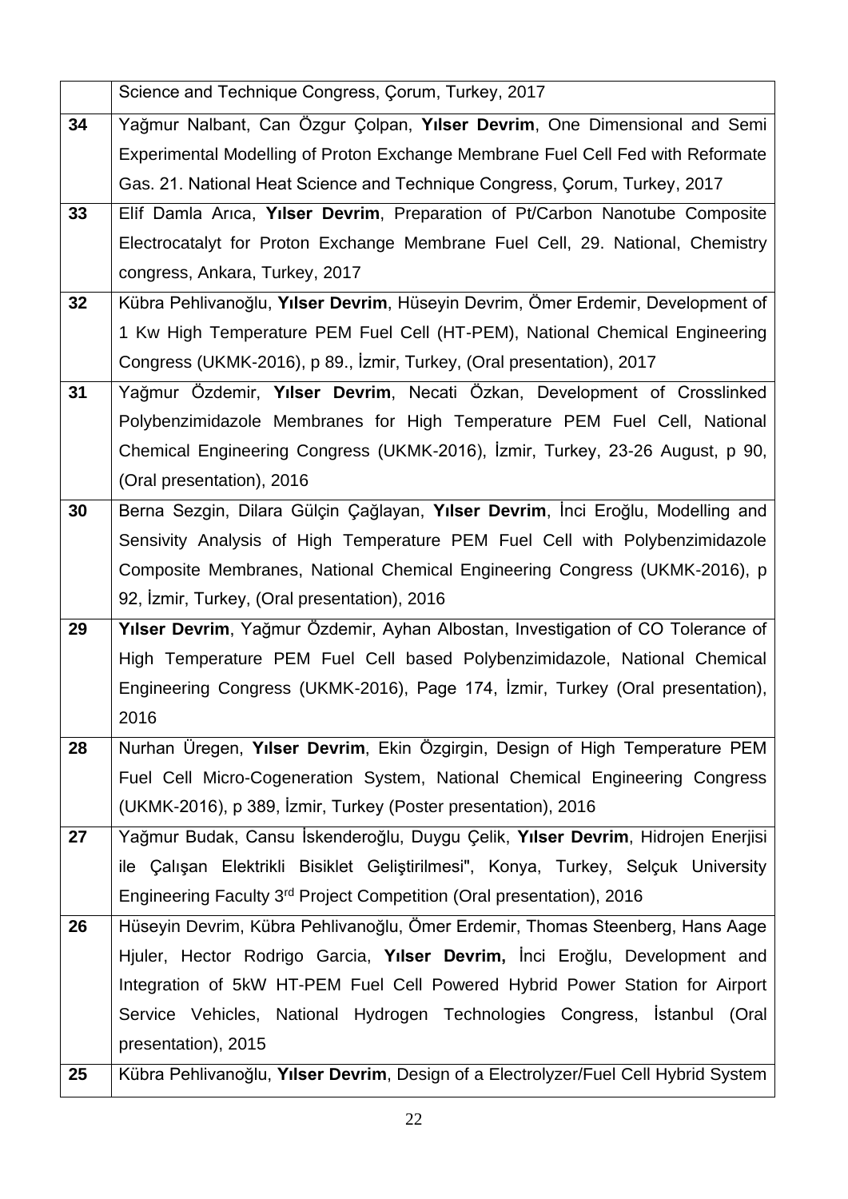| | |
|---|---|
| | Science and Technique Congress, Çorum, Turkey, 2017 |
| **34** | Yağmur Nalbant, Can Özgur Çolpan, **Yılser Devrim**, One Dimensional and Semi Experimental Modelling of Proton Exchange Membrane Fuel Cell Fed with Reformate Gas. 21. National Heat Science and Technique Congress, Çorum, Turkey, 2017 |
| **33** | Elif Damla Arıca, **Yılser Devrim**, Preparation of Pt/Carbon Nanotube Composite Electrocatalyt for Proton Exchange Membrane Fuel Cell, 29. National, Chemistry congress, Ankara, Turkey, 2017 |
| **32** | Kübra Pehlivanoğlu, **Yılser Devrim**, Hüseyin Devrim, Ömer Erdemir, Development of 1 Kw High Temperature PEM Fuel Cell (HT-PEM), National Chemical Engineering Congress (UKMK-2016), p 89., İzmir, Turkey, (Oral presentation), 2017 |
| **31** | Yağmur Özdemir, **Yılser Devrim**, Necati Özkan, Development of Crosslinked Polybenzimidazole Membranes for High Temperature PEM Fuel Cell, National Chemical Engineering Congress (UKMK-2016), İzmir, Turkey, 23-26 August, p 90, (Oral presentation), 2016 |
| **30** | Berna Sezgin, Dilara Gülçin Çağlayan, **Yılser Devrim**, İnci Eroğlu, Modelling and Sensivity Analysis of High Temperature PEM Fuel Cell with Polybenzimidazole Composite Membranes, National Chemical Engineering Congress (UKMK-2016), p 92, İzmir, Turkey, (Oral presentation), 2016 |
| **29** | **Yılser Devrim**, Yağmur Özdemir, Ayhan Albostan, Investigation of CO Tolerance of High Temperature PEM Fuel Cell based Polybenzimidazole, National Chemical Engineering Congress (UKMK-2016), Page 174, İzmir, Turkey (Oral presentation), 2016 |
| **28** | Nurhan Üregen, **Yılser Devrim**, Ekin Özgirgin, Design of High Temperature PEM Fuel Cell Micro-Cogeneration System, National Chemical Engineering Congress (UKMK-2016), p 389, İzmir, Turkey (Poster presentation), 2016 |
| **27** | Yağmur Budak, Cansu İskenderoğlu, Duygu Çelik, **Yılser Devrim**, Hidrojen Enerjisi ile Çalışan Elektrikli Bisiklet Geliştirilmesi", Konya, Turkey, Selçuk University Engineering Faculty 3rd Project Competition (Oral presentation), 2016 |
| **26** | Hüseyin Devrim, Kübra Pehlivanoğlu, Ömer Erdemir, Thomas Steenberg, Hans Aage Hjuler, Hector Rodrigo Garcia, **Yılser Devrim,** İnci Eroğlu, Development and Integration of 5kW HT-PEM Fuel Cell Powered Hybrid Power Station for Airport Service Vehicles, National Hydrogen Technologies Congress, İstanbul (Oral presentation), 2015 |
| **25** | Kübra Pehlivanoğlu, **Yılser Devrim**, Design of a Electrolyzer/Fuel Cell Hybrid System |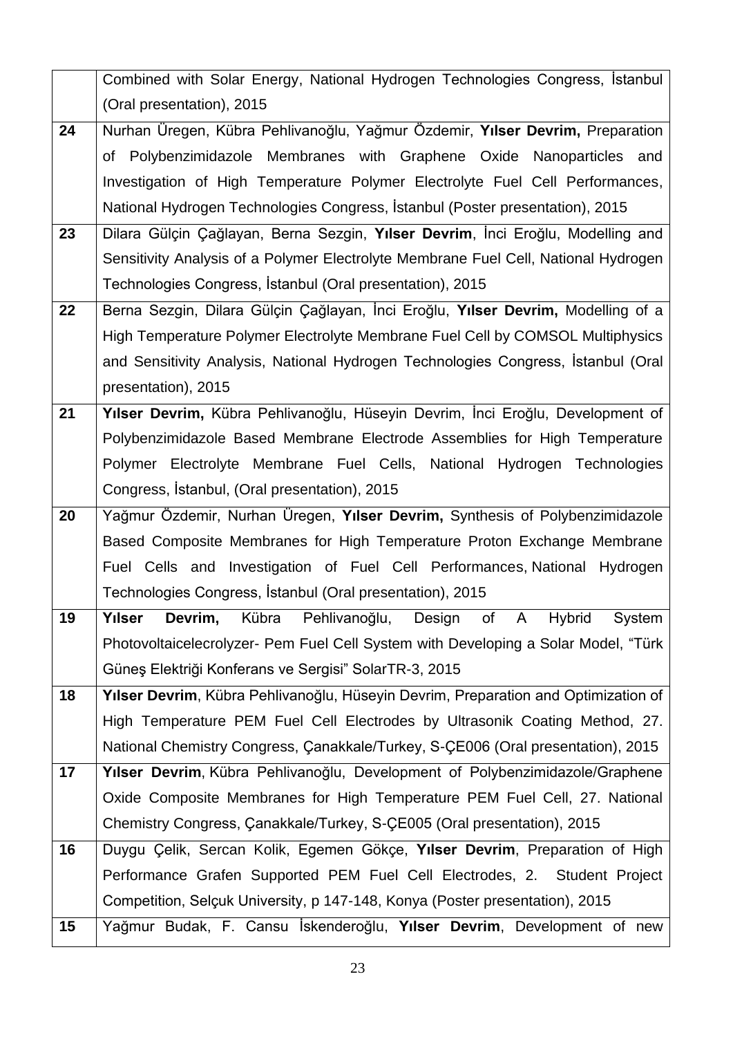| | |
|---|---|
| | Combined with Solar Energy, National Hydrogen Technologies Congress, İstanbul (Oral presentation), 2015 |
| **24** | Nurhan Üregen, Kübra Pehlivanoğlu, Yağmur Özdemir, **Yılser Devrim,** Preparation of Polybenzimidazole Membranes with Graphene Oxide Nanoparticles and Investigation of High Temperature Polymer Electrolyte Fuel Cell Performances, National Hydrogen Technologies Congress, İstanbul (Poster presentation), 2015 |
| **23** | Dilara Gülçin Çağlayan, Berna Sezgin, **Yılser Devrim**, İnci Eroğlu, Modelling and Sensitivity Analysis of a Polymer Electrolyte Membrane Fuel Cell, National Hydrogen Technologies Congress, İstanbul (Oral presentation), 2015 |
| **22** | Berna Sezgin, Dilara Gülçin Çağlayan, İnci Eroğlu, **Yılser Devrim,** Modelling of a High Temperature Polymer Electrolyte Membrane Fuel Cell by COMSOL Multiphysics and Sensitivity Analysis, National Hydrogen Technologies Congress, İstanbul (Oral presentation), 2015 |
| **21** | **Yılser Devrim,** Kübra Pehlivanoğlu, Hüseyin Devrim, İnci Eroğlu, Development of Polybenzimidazole Based Membrane Electrode Assemblies for High Temperature Polymer Electrolyte Membrane Fuel Cells, National Hydrogen Technologies Congress, İstanbul, (Oral presentation), 2015 |
| **20** | Yağmur Özdemir, Nurhan Üregen, **Yılser Devrim,** Synthesis of Polybenzimidazole Based Composite Membranes for High Temperature Proton Exchange Membrane Fuel Cells and Investigation of Fuel Cell Performances, National Hydrogen Technologies Congress, İstanbul (Oral presentation), 2015 |
| **19** | **Yılser Devrim,** Kübra Pehlivanoğlu, Design of A Hybrid System Photovoltaicelecrolyzer- Pem Fuel Cell System with Developing a Solar Model, "Türk Güneş Elektriği Konferans ve Sergisi" SolarTR-3, 2015 |
| **18** | **Yılser Devrim**, Kübra Pehlivanoğlu, Hüseyin Devrim, Preparation and Optimization of High Temperature PEM Fuel Cell Electrodes by Ultrasonik Coating Method, 27. National Chemistry Congress, Çanakkale/Turkey, S-ÇE006 (Oral presentation), 2015 |
| **17** | **Yılser Devrim**, Kübra Pehlivanoğlu, Development of Polybenzimidazole/Graphene Oxide Composite Membranes for High Temperature PEM Fuel Cell, 27. National Chemistry Congress, Çanakkale/Turkey, S-ÇE005 (Oral presentation), 2015 |
| **16** | Duygu Çelik, Sercan Kolik, Egemen Gökçe, **Yılser Devrim**, Preparation of High Performance Grafen Supported PEM Fuel Cell Electrodes, 2. Student Project Competition, Selçuk University, p 147-148, Konya (Poster presentation), 2015 |
| **15** | Yağmur Budak, F. Cansu İskenderoğlu, **Yılser Devrim**, Development of new |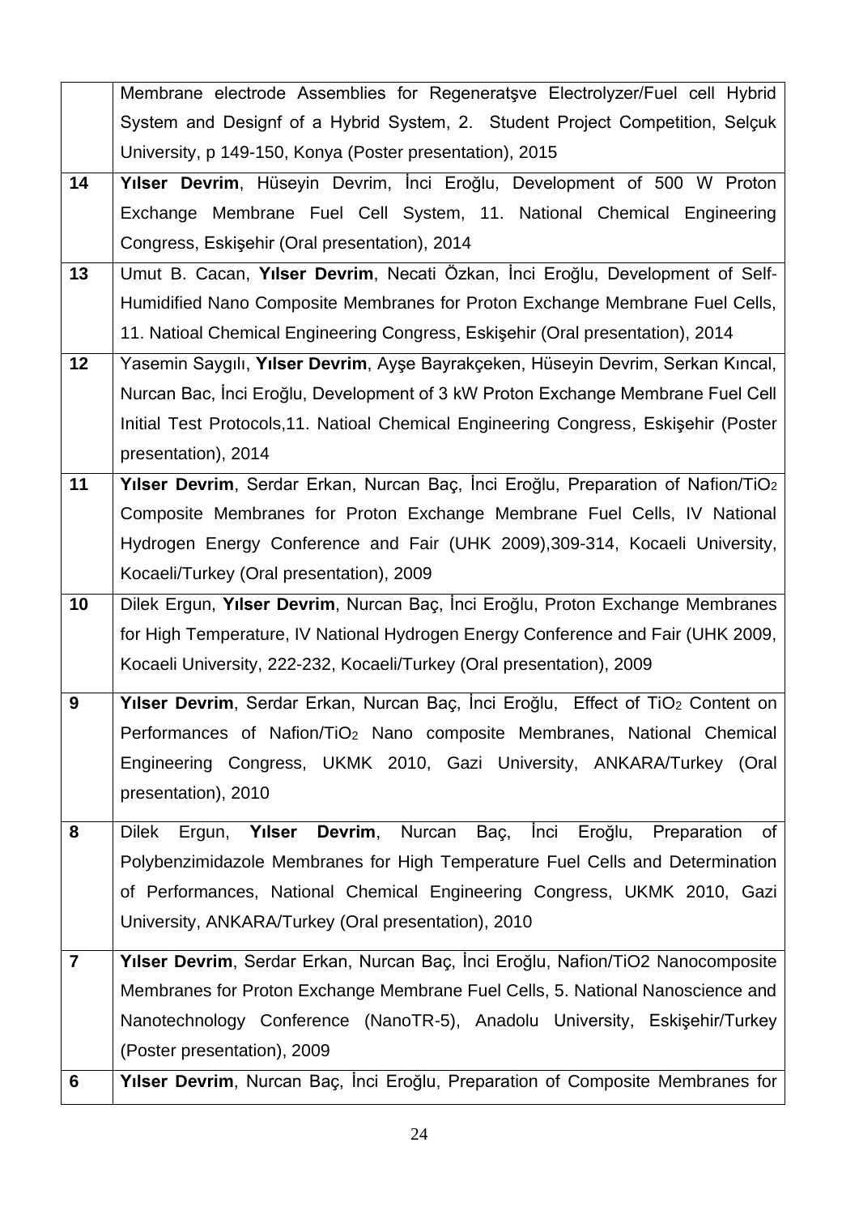| | |
|---|---|
| | Membrane electrode Assemblies for Regeneratşve Electrolyzer/Fuel cell Hybrid System and Designf of a Hybrid System, 2. Student Project Competition, Selçuk University, p 149-150, Konya (Poster presentation), 2015 |
| **14** | **Yılser Devrim**, Hüseyin Devrim, İnci Eroğlu, Development of 500 W Proton Exchange Membrane Fuel Cell System, 11. National Chemical Engineering Congress, Eskişehir (Oral presentation), 2014 |
| **13** | Umut B. Cacan, **Yılser Devrim**, Necati Özkan, İnci Eroğlu, Development of Self-Humidified Nano Composite Membranes for Proton Exchange Membrane Fuel Cells, 11. Natioal Chemical Engineering Congress, Eskişehir (Oral presentation), 2014 |
| **12** | Yasemin Saygılı, **Yılser Devrim**, Ayşe Bayrakçeken, Hüseyin Devrim, Serkan Kıncal, Nurcan Bac, İnci Eroğlu, Development of 3 kW Proton Exchange Membrane Fuel Cell Initial Test Protocols,11. Natioal Chemical Engineering Congress, Eskişehir (Poster presentation), 2014 |
| **11** | **Yılser Devrim**, Serdar Erkan, Nurcan Baç, İnci Eroğlu, Preparation of Nafion/$TiO_2$ Composite Membranes for Proton Exchange Membrane Fuel Cells, IV National Hydrogen Energy Conference and Fair (UHK 2009),309-314, Kocaeli University, Kocaeli/Turkey (Oral presentation), 2009 |
| **10** | Dilek Ergun, **Yılser Devrim**, Nurcan Baç, İnci Eroğlu, Proton Exchange Membranes for High Temperature, IV National Hydrogen Energy Conference and Fair (UHK 2009, Kocaeli University, 222-232, Kocaeli/Turkey (Oral presentation), 2009 |
| **9** | **Yılser Devrim**, Serdar Erkan, Nurcan Baç, İnci Eroğlu, Effect of $TiO_2$ Content on Performances of Nafion/$TiO_2$ Nano composite Membranes, National Chemical Engineering Congress, UKMK 2010, Gazi University, ANKARA/Turkey (Oral presentation), 2010 |
| **8** | Dilek Ergun, **Yılser Devrim**, Nurcan Baç, İnci Eroğlu, Preparation of Polybenzimidazole Membranes for High Temperature Fuel Cells and Determination of Performances, National Chemical Engineering Congress, UKMK 2010, Gazi University, ANKARA/Turkey (Oral presentation), 2010 |
| **7** | **Yılser Devrim**, Serdar Erkan, Nurcan Baç, İnci Eroğlu, Nafion/TiO2 Nanocomposite Membranes for Proton Exchange Membrane Fuel Cells, 5. National Nanoscience and Nanotechnology Conference (NanoTR-5), Anadolu University, Eskişehir/Turkey (Poster presentation), 2009 |
| **6** | **Yılser Devrim**, Nurcan Baç, İnci Eroğlu, Preparation of Composite Membranes for |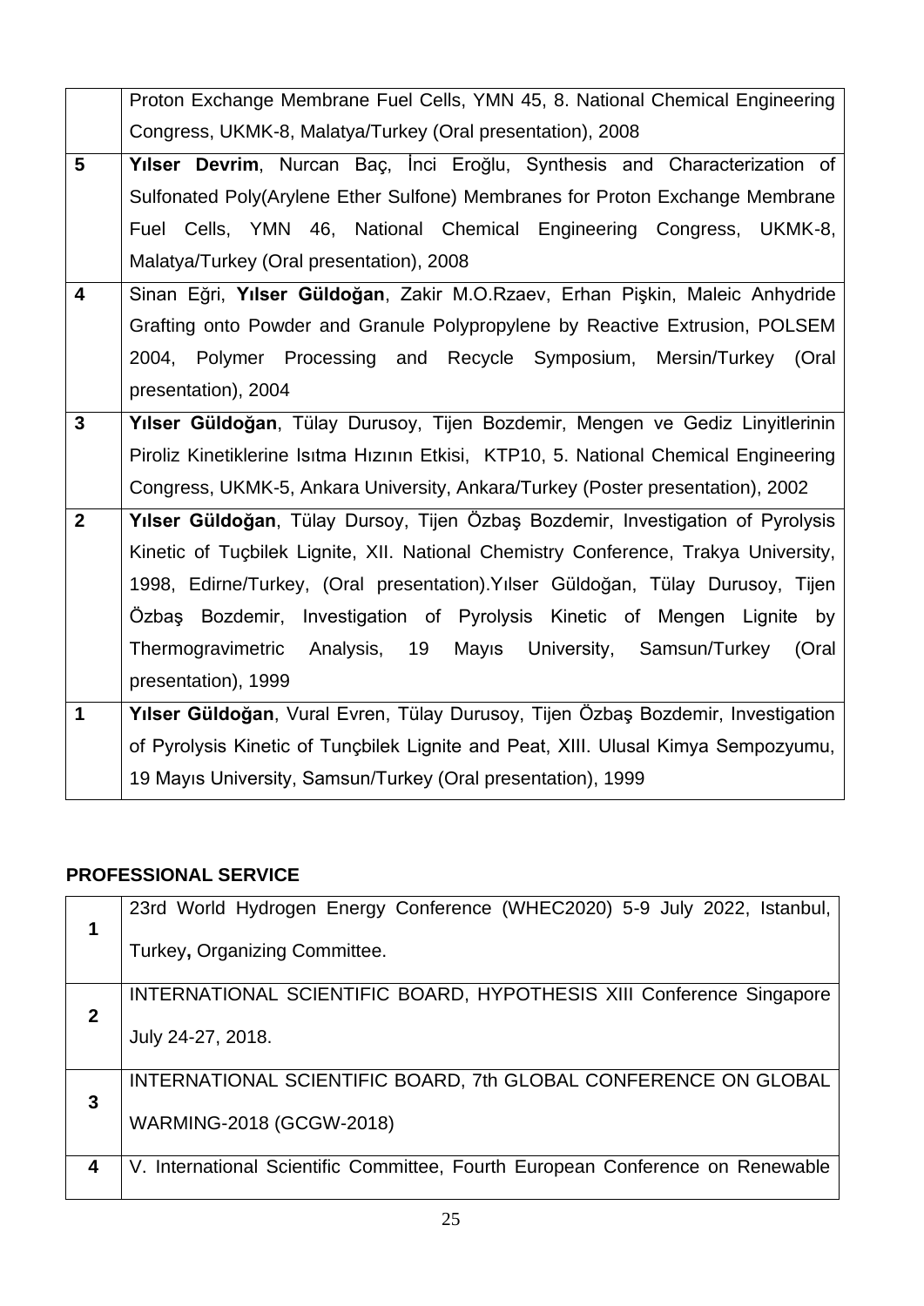| | |
|---|---|
| | Proton Exchange Membrane Fuel Cells, YMN 45, 8. National Chemical Engineering Congress, UKMK-8, Malatya/Turkey (Oral presentation), 2008 |
| **5** | **Yılser Devrim**, Nurcan Baç, İnci Eroğlu, Synthesis and Characterization of Sulfonated Poly(Arylene Ether Sulfone) Membranes for Proton Exchange Membrane Fuel Cells, YMN 46, National Chemical Engineering Congress, UKMK-8, Malatya/Turkey (Oral presentation), 2008 |
| **4** | Sinan Eğri, **Yılser Güldoğan**, Zakir M.O.Rzaev, Erhan Pişkin, Maleic Anhydride Grafting onto Powder and Granule Polypropylene by Reactive Extrusion, POLSEM 2004, Polymer Processing and Recycle Symposium, Mersin/Turkey (Oral presentation), 2004 |
| **3** | **Yılser Güldoğan**, Tülay Durusoy, Tijen Bozdemir, Mengen ve Gediz Linyitlerinin Piroliz Kinetiklerine Isıtma Hızının Etkisi, KTP10, 5. National Chemical Engineering Congress, UKMK-5, Ankara University, Ankara/Turkey (Poster presentation), 2002 |
| **2** | **Yılser Güldoğan**, Tülay Dursoy, Tijen Özbaş Bozdemir, Investigation of Pyrolysis Kinetic of Tuçbilek Lignite, XII. National Chemistry Conference, Trakya University, 1998, Edirne/Turkey, (Oral presentation).Yılser Güldoğan, Tülay Durusoy, Tijen Özbaş Bozdemir, Investigation of Pyrolysis Kinetic of Mengen Lignite by Thermogravimetric Analysis, 19 Mayıs University, Samsun/Turkey (Oral presentation), 1999 |
| **1** | **Yılser Güldoğan**, Vural Evren, Tülay Durusoy, Tijen Özbaş Bozdemir, Investigation of Pyrolysis Kinetic of Tunçbilek Lignite and Peat, XIII. Ulusal Kimya Sempozyumu, 19 Mayıs University, Samsun/Turkey (Oral presentation), 1999 |

**PROFESSIONAL SERVICE**

| | |
|---|---|
| **1** | 23rd World Hydrogen Energy Conference (WHEC2020) 5-9 July 2022, Istanbul, Turkey**,** Organizing Committee. |
| **2** | INTERNATIONAL SCIENTIFIC BOARD, HYPOTHESIS XIII Conference Singapore July 24-27, 2018. |
| **3** | INTERNATIONAL SCIENTIFIC BOARD, 7th GLOBAL CONFERENCE ON GLOBAL WARMING-2018 (GCGW-2018) |
| **4** | V. International Scientific Committee, Fourth European Conference on Renewable |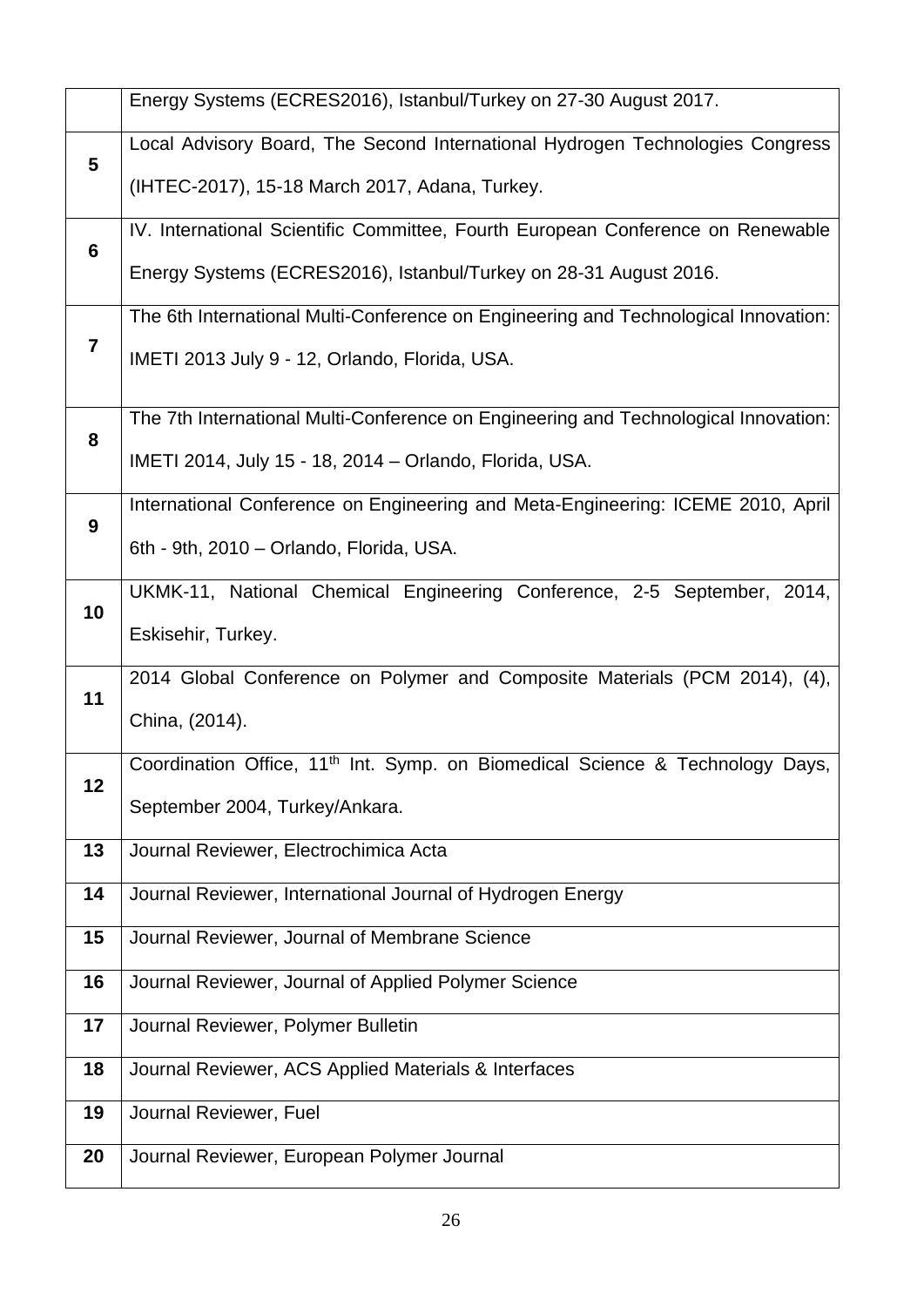| | |
|---|---|
| | Energy Systems (ECRES2016), Istanbul/Turkey on 27-30 August 2017. |
| **5** | Local Advisory Board, The Second International Hydrogen Technologies Congress (IHTEC-2017), 15-18 March 2017, Adana, Turkey. |
| **6** | IV. International Scientific Committee, Fourth European Conference on Renewable Energy Systems (ECRES2016), Istanbul/Turkey on 28-31 August 2016. |
| **7** | The 6th International Multi-Conference on Engineering and Technological Innovation: IMETI 2013 July 9 - 12, Orlando, Florida, USA. |
| **8** | The 7th International Multi-Conference on Engineering and Technological Innovation: IMETI 2014, July 15 - 18, 2014 – Orlando, Florida, USA. |
| **9** | International Conference on Engineering and Meta-Engineering: ICEME 2010, April 6th - 9th, 2010 – Orlando, Florida, USA. |
| **10** | UKMK-11, National Chemical Engineering Conference, 2-5 September, 2014, Eskisehir, Turkey. |
| **11** | 2014 Global Conference on Polymer and Composite Materials (PCM 2014), (4), China, (2014). |
| **12** | Coordination Office, 11th Int. Symp. on Biomedical Science & Technology Days, September 2004, Turkey/Ankara. |
| **13** | Journal Reviewer, Electrochimica Acta |
| **14** | Journal Reviewer, International Journal of Hydrogen Energy |
| **15** | Journal Reviewer, Journal of Membrane Science |
| **16** | Journal Reviewer, Journal of Applied Polymer Science |
| **17** | Journal Reviewer, Polymer Bulletin |
| **18** | Journal Reviewer, ACS Applied Materials & Interfaces |
| **19** | Journal Reviewer, Fuel |
| **20** | Journal Reviewer, European Polymer Journal |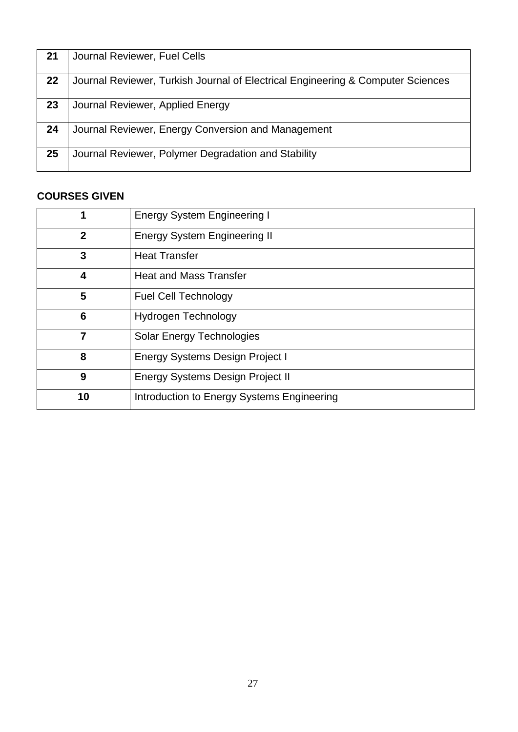| 21 | Journal Reviewer, Fuel Cells |
|---|---|
| 22 | Journal Reviewer, Turkish Journal of Electrical Engineering & Computer Sciences |
| 23 | Journal Reviewer, Applied Energy |
| 24 | Journal Reviewer, Energy Conversion and Management |
| 25 | Journal Reviewer, Polymer Degradation and Stability |

**COURSES GIVEN**

| 1 | Energy System Engineering I |
|---|---|
| 2 | Energy System Engineering II |
| 3 | Heat Transfer |
| 4 | Heat and Mass Transfer |
| 5 | Fuel Cell Technology |
| 6 | Hydrogen Technology |
| 7 | Solar Energy Technologies |
| 8 | Energy Systems Design Project I |
| 9 | Energy Systems Design Project II |
| 10 | Introduction to Energy Systems Engineering |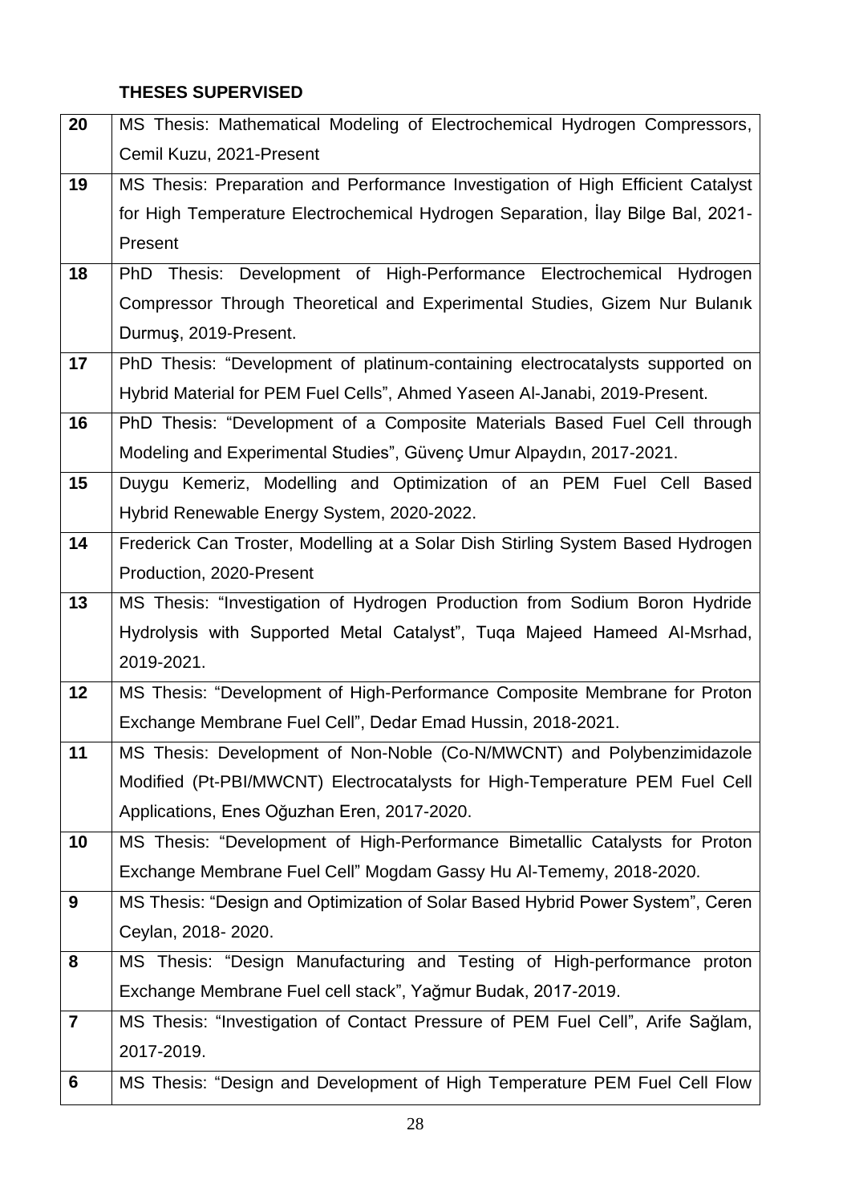**THESES SUPERVISED**

| | |
|---|---|
| **20** | MS Thesis: Mathematical Modeling of Electrochemical Hydrogen Compressors, Cemil Kuzu, 2021-Present |
| **19** | MS Thesis: Preparation and Performance Investigation of High Efficient Catalyst for High Temperature Electrochemical Hydrogen Separation, İlay Bilge Bal, 2021-Present |
| **18** | PhD Thesis: Development of High-Performance Electrochemical Hydrogen Compressor Through Theoretical and Experimental Studies, Gizem Nur Bulanık Durmuş, 2019-Present. |
| **17** | PhD Thesis: "Development of platinum-containing electrocatalysts supported on Hybrid Material for PEM Fuel Cells", Ahmed Yaseen Al-Janabi, 2019-Present. |
| **16** | PhD Thesis: "Development of a Composite Materials Based Fuel Cell through Modeling and Experimental Studies", Güvenç Umur Alpaydın, 2017-2021. |
| **15** | Duygu Kemeriz, Modelling and Optimization of an PEM Fuel Cell Based Hybrid Renewable Energy System, 2020-2022. |
| **14** | Frederick Can Troster, Modelling at a Solar Dish Stirling System Based Hydrogen Production, 2020-Present |
| **13** | MS Thesis: "Investigation of Hydrogen Production from Sodium Boron Hydride Hydrolysis with Supported Metal Catalyst", Tuqa Majeed Hameed Al-Msrhad, 2019-2021. |
| **12** | MS Thesis: "Development of High-Performance Composite Membrane for Proton Exchange Membrane Fuel Cell", Dedar Emad Hussin, 2018-2021. |
| **11** | MS Thesis: Development of Non-Noble (Co-N/MWCNT) and Polybenzimidazole Modified (Pt-PBI/MWCNT) Electrocatalysts for High-Temperature PEM Fuel Cell Applications, Enes Oğuzhan Eren, 2017-2020. |
| **10** | MS Thesis: "Development of High-Performance Bimetallic Catalysts for Proton Exchange Membrane Fuel Cell" Mogdam Gassy Hu Al-Tememy, 2018-2020. |
| **9** | MS Thesis: "Design and Optimization of Solar Based Hybrid Power System", Ceren Ceylan, 2018- 2020. |
| **8** | MS Thesis: "Design Manufacturing and Testing of High-performance proton Exchange Membrane Fuel cell stack", Yağmur Budak, 2017-2019. |
| **7** | MS Thesis: "Investigation of Contact Pressure of PEM Fuel Cell", Arife Sağlam, 2017-2019. |
| **6** | MS Thesis: "Design and Development of High Temperature PEM Fuel Cell Flow |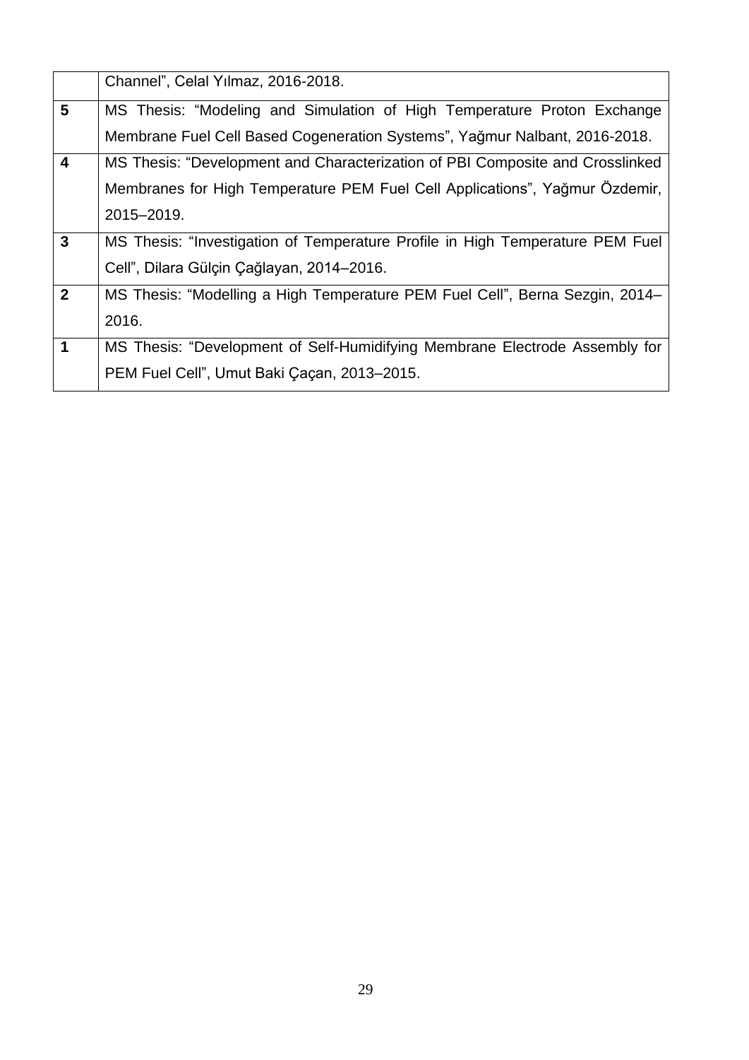| | |
|---|---|
| | Channel", Celal Yılmaz, 2016-2018. |
| **5** | MS Thesis: "Modeling and Simulation of High Temperature Proton Exchange Membrane Fuel Cell Based Cogeneration Systems", Yağmur Nalbant, 2016-2018. |
| **4** | MS Thesis: "Development and Characterization of PBI Composite and Crosslinked Membranes for High Temperature PEM Fuel Cell Applications", Yağmur Özdemir, 2015–2019. |
| **3** | MS Thesis: "Investigation of Temperature Profile in High Temperature PEM Fuel Cell", Dilara Gülçin Çağlayan, 2014–2016. |
| **2** | MS Thesis: "Modelling a High Temperature PEM Fuel Cell", Berna Sezgin, 2014–2016. |
| **1** | MS Thesis: "Development of Self-Humidifying Membrane Electrode Assembly for PEM Fuel Cell", Umut Baki Çaçan, 2013–2015. |